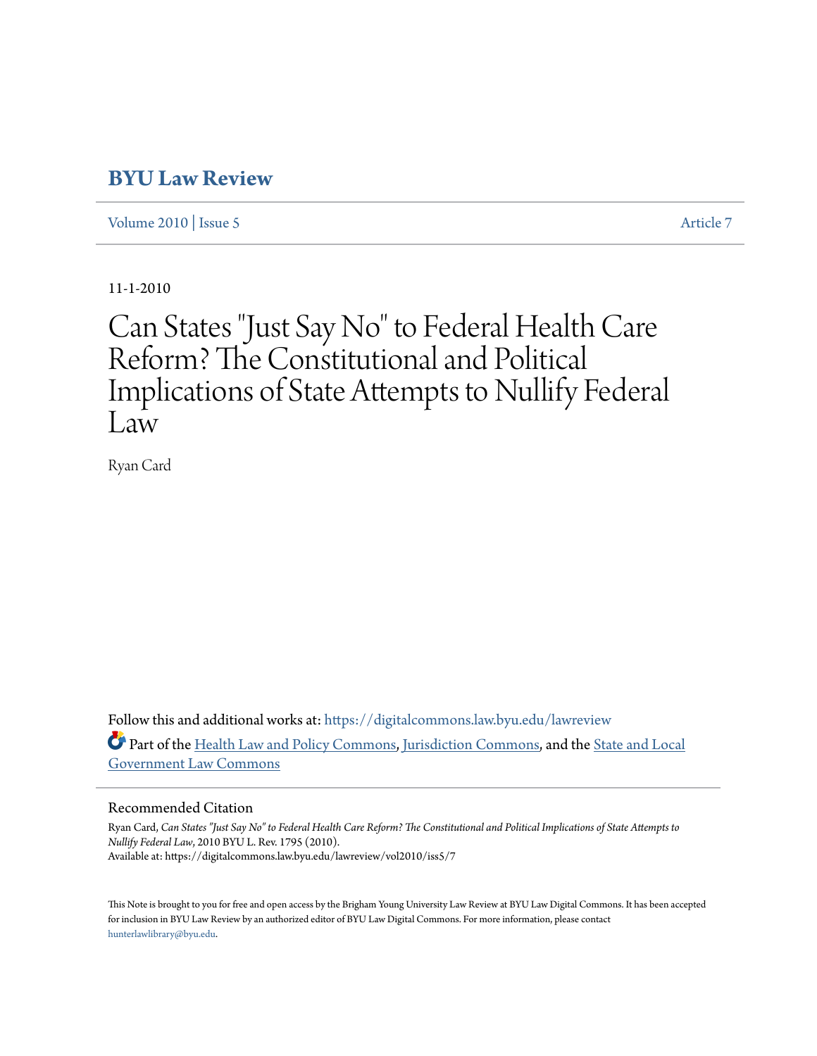# BYU Law Review

Volume 2010 | Issue 5 Article 7

11-1-2010

# Can States "Just Say No" to Federal Health Care Reform? The Constitutional and Political Implications of State Attempts to Nullify Federal Law

Ryan Card

Follow this and additional works at: https://digitalcommons.law.byu.edu/lawreview

Part of the Health Law and Policy Commons, Jurisdiction Commons, and the State and Local Government Law Commons

## Recommended Citation

Ryan Card, *Can States "Just Say No" to Federal Health Care Reform? The Constitutional and Political Implications of State Attempts to Nullify Federal Law*, 2010 BYU L. Rev. 1795 (2010).
Available at: https://digitalcommons.law.byu.edu/lawreview/vol2010/iss5/7

This Note is brought to you for free and open access by the Brigham Young University Law Review at BYU Law Digital Commons. It has been accepted for inclusion in BYU Law Review by an authorized editor of BYU Law Digital Commons. For more information, please contact hunterlawlibrary@byu.edu.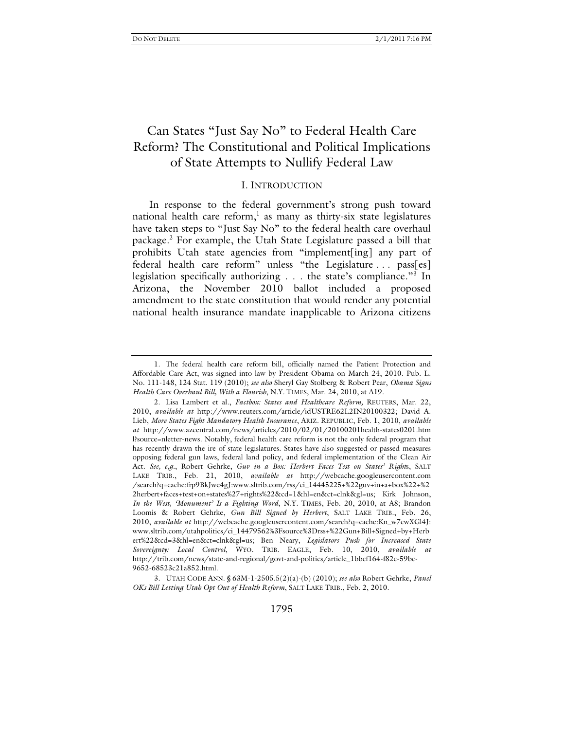# Can States "Just Say No" to Federal Health Care Reform? The Constitutional and Political Implications of State Attempts to Nullify Federal Law

## I. Introduction

In response to the federal government's strong push toward national health care reform,[1] as many as thirty-six state legislatures have taken steps to "Just Say No" to the federal health care overhaul package.[2] For example, the Utah State Legislature passed a bill that prohibits Utah state agencies from "implement[ing] any part of federal health care reform" unless "the Legislature . . . pass[es] legislation specifically authorizing . . . the state's compliance."[3] In Arizona, the November 2010 ballot included a proposed amendment to the state constitution that would render any potential national health insurance mandate inapplicable to Arizona citizens

---

1. The federal health care reform bill, officially named the Patient Protection and Affordable Care Act, was signed into law by President Obama on March 24, 2010. Pub. L. No. 111-148, 124 Stat. 119 (2010); *see also* Sheryl Gay Stolberg & Robert Pear, *Obama Signs Health Care Overhaul Bill, With a Flourish*, N.Y. TIMES, Mar. 24, 2010, at A19.

2. Lisa Lambert et al., *Factbox: States and Healthcare Reform,* REUTERS, Mar. 22, 2010, *available at* http://www.reuters.com/article/idUSTRE62L2IN20100322; David A. Lieb, *More States Fight Mandatory Health Insurance*, ARIZ. REPUBLIC, Feb. 1, 2010, *available at* http://www.azcentral.com/news/articles/2010/02/01/20100201health-states0201.html?source=nletter-news. Notably, federal health care reform is not the only federal program that has recently drawn the ire of state legislatures. States have also suggested or passed measures opposing federal gun laws, federal land policy, and federal implementation of the Clean Air Act. *See, e.g.*, Robert Gehrke, *Guv in a Box: Herbert Faces Test on States' Rights*, SALT LAKE TRIB., Feb. 21, 2010, *available at* http://webcache.googleusercontent.com/search?q=cache:frp9BkJwe4gJ:www.sltrib.com/rss/ci_14445225+%22guv+in+a+box%22+%22herbert+faces+test+on+states%27+rights%22&cd=1&hl=en&ct=clnk&gl=us; Kirk Johnson, *In the West, 'Monument' Is a Fighting Word*, N.Y. TIMES, Feb. 20, 2010, at A8; Brandon Loomis & Robert Gehrke, *Gun Bill Signed by Herbert*, SALT LAKE TRIB., Feb. 26, 2010, *available at* http://webcache.googleusercontent.com/search?q=cache:Kn_w7cwXGl4J:www.sltrib.com/utahpolitics/ci_14479562%3Fsource%3Drss+%22Gun+Bill+Signed+by+Herbert%22&cd=3&hl=en&ct=clnk&gl=us; Ben Neary, *Legislators Push for Increased State Sovereignty: Local Control*, WYO. TRIB. EAGLE, Feb. 10, 2010, *available at* http://trib.com/news/state-and-regional/govt-and-politics/article_1bbcf164-f82c-59bc-9652-68523c21a852.html.

3. UTAH CODE ANN. § 63M-1-2505.5(2)(a)-(b) (2010); *see also* Robert Gehrke, *Panel OKs Bill Letting Utah Opt Out of Health Reform*, SALT LAKE TRIB., Feb. 2, 2010.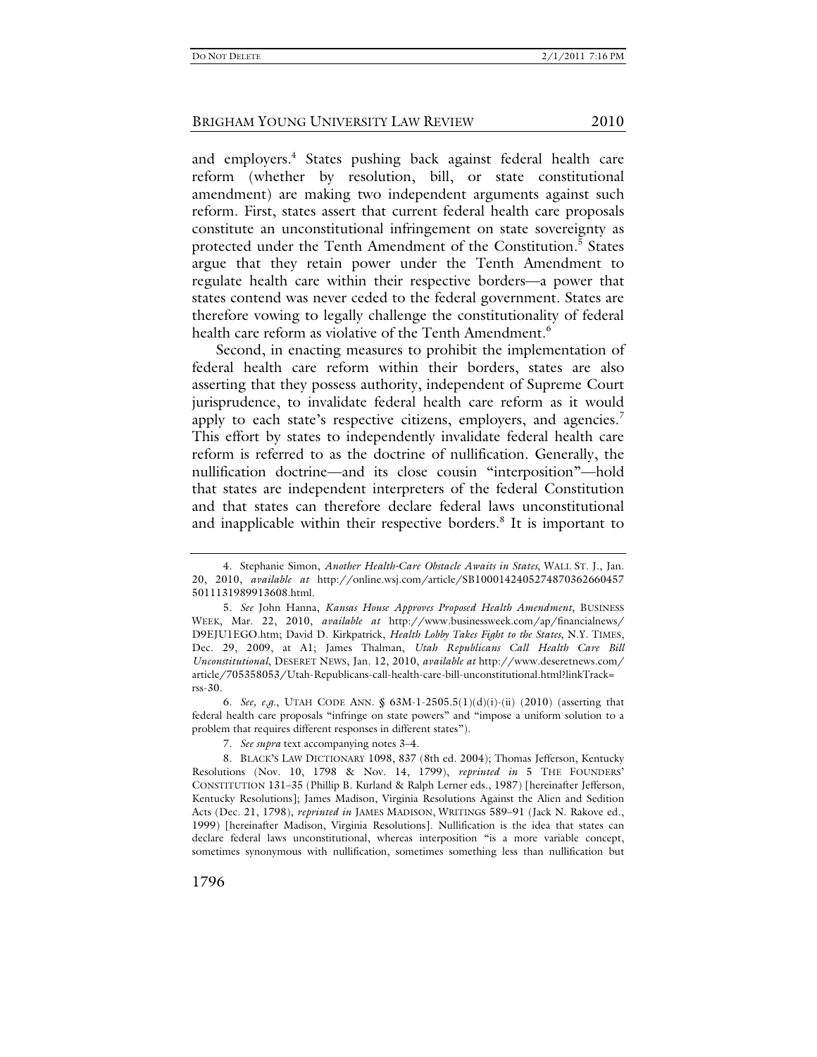and employers.[4] States pushing back against federal health care reform (whether by resolution, bill, or state constitutional amendment) are making two independent arguments against such reform. First, states assert that current federal health care proposals constitute an unconstitutional infringement on state sovereignty as protected under the Tenth Amendment of the Constitution.[5] States argue that they retain power under the Tenth Amendment to regulate health care within their respective borders—a power that states contend was never ceded to the federal government. States are therefore vowing to legally challenge the constitutionality of federal health care reform as violative of the Tenth Amendment.[6]

Second, in enacting measures to prohibit the implementation of federal health care reform within their borders, states are also asserting that they possess authority, independent of Supreme Court jurisprudence, to invalidate federal health care reform as it would apply to each state's respective citizens, employers, and agencies.[7] This effort by states to independently invalidate federal health care reform is referred to as the doctrine of nullification. Generally, the nullification doctrine—and its close cousin "interposition"—hold that states are independent interpreters of the federal Constitution and that states can therefore declare federal laws unconstitutional and inapplicable within their respective borders.[8] It is important to

---

4. Stephanie Simon, *Another Health-Care Obstacle Awaits in States*, WALL ST. J., Jan. 20, 2010, *available at* http://online.wsj.com/article/SB10001424052748703626604575011131989913608.html.

5. *See* John Hanna, *Kansas House Approves Proposed Health Amendment*, BUSINESS WEEK, Mar. 22, 2010, *available at* http://www.businessweek.com/ap/financialnews/D9EJU1EGO.htm; David D. Kirkpatrick, *Health Lobby Takes Fight to the States*, N.Y. TIMES, Dec. 29, 2009, at A1; James Thalman, *Utah Republicans Call Health Care Bill Unconstitutional*, DESERET NEWS, Jan. 12, 2010, *available at* http://www.deseretnews.com/article/705358053/Utah-Republicans-call-health-care-bill-unconstitutional.html?linkTrack=rss-30.

6. *See, e.g.*, UTAH CODE ANN. § 63M-1-2505.5(1)(d)(i)-(ii) (2010) (asserting that federal health care proposals "infringe on state powers" and "impose a uniform solution to a problem that requires different responses in different states").

7. *See supra* text accompanying notes 3–4.

8. BLACK'S LAW DICTIONARY 1098, 837 (8th ed. 2004); Thomas Jefferson, Kentucky Resolutions (Nov. 10, 1798 & Nov. 14, 1799), *reprinted in* 5 THE FOUNDERS' CONSTITUTION 131–35 (Phillip B. Kurland & Ralph Lerner eds., 1987) [hereinafter Jefferson, Kentucky Resolutions]; James Madison, Virginia Resolutions Against the Alien and Sedition Acts (Dec. 21, 1798), *reprinted in* JAMES MADISON, WRITINGS 589–91 (Jack N. Rakove ed., 1999) [hereinafter Madison, Virginia Resolutions]. Nullification is the idea that states can declare federal laws unconstitutional, whereas interposition "is a more variable concept, sometimes synonymous with nullification, sometimes something less than nullification but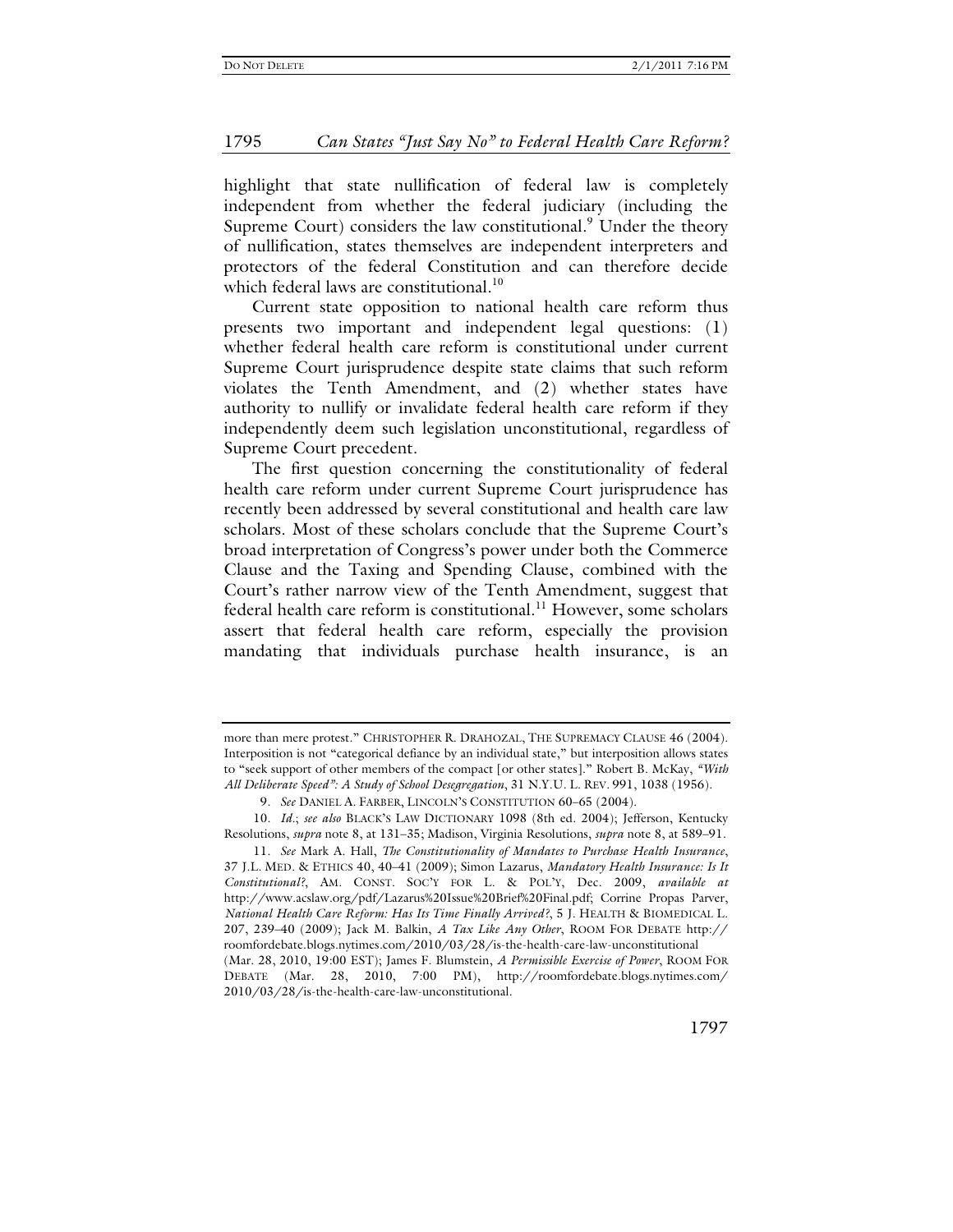highlight that state nullification of federal law is completely independent from whether the federal judiciary (including the Supreme Court) considers the law constitutional.[9] Under the theory of nullification, states themselves are independent interpreters and protectors of the federal Constitution and can therefore decide which federal laws are constitutional.[10]

Current state opposition to national health care reform thus presents two important and independent legal questions: (1) whether federal health care reform is constitutional under current Supreme Court jurisprudence despite state claims that such reform violates the Tenth Amendment, and (2) whether states have authority to nullify or invalidate federal health care reform if they independently deem such legislation unconstitutional, regardless of Supreme Court precedent.

The first question concerning the constitutionality of federal health care reform under current Supreme Court jurisprudence has recently been addressed by several constitutional and health care law scholars. Most of these scholars conclude that the Supreme Court's broad interpretation of Congress's power under both the Commerce Clause and the Taxing and Spending Clause, combined with the Court's rather narrow view of the Tenth Amendment, suggest that federal health care reform is constitutional.[11] However, some scholars assert that federal health care reform, especially the provision mandating that individuals purchase health insurance, is an

---

more than mere protest." CHRISTOPHER R. DRAHOZAL, THE SUPREMACY CLAUSE 46 (2004). Interposition is not "categorical defiance by an individual state," but interposition allows states to "seek support of other members of the compact [or other states]." Robert B. McKay, *"With All Deliberate Speed": A Study of School Desegregation*, 31 N.Y.U. L. REV. 991, 1038 (1956).

9. *See* DANIEL A. FARBER, LINCOLN'S CONSTITUTION 60–65 (2004).

10. *Id.*; *see also* BLACK'S LAW DICTIONARY 1098 (8th ed. 2004); Jefferson, Kentucky Resolutions, *supra* note 8, at 131–35; Madison, Virginia Resolutions, *supra* note 8, at 589–91.

11. *See* Mark A. Hall, *The Constitutionality of Mandates to Purchase Health Insurance*, 37 J.L. MED. & ETHICS 40, 40–41 (2009); Simon Lazarus, *Mandatory Health Insurance: Is It Constitutional?*, AM. CONST. SOC'Y FOR L. & POL'Y, Dec. 2009, *available at* http://www.acslaw.org/pdf/Lazarus%20Issue%20Brief%20Final.pdf; Corrine Propas Parver, *National Health Care Reform: Has Its Time Finally Arrived?*, 5 J. HEALTH & BIOMEDICAL L. 207, 239–40 (2009); Jack M. Balkin, *A Tax Like Any Other*, ROOM FOR DEBATE http://roomfordebate.blogs.nytimes.com/2010/03/28/is-the-health-care-law-unconstitutional (Mar. 28, 2010, 19:00 EST); James F. Blumstein, *A Permissible Exercise of Power*, ROOM FOR DEBATE (Mar. 28, 2010, 7:00 PM), http://roomfordebate.blogs.nytimes.com/2010/03/28/is-the-health-care-law-unconstitutional.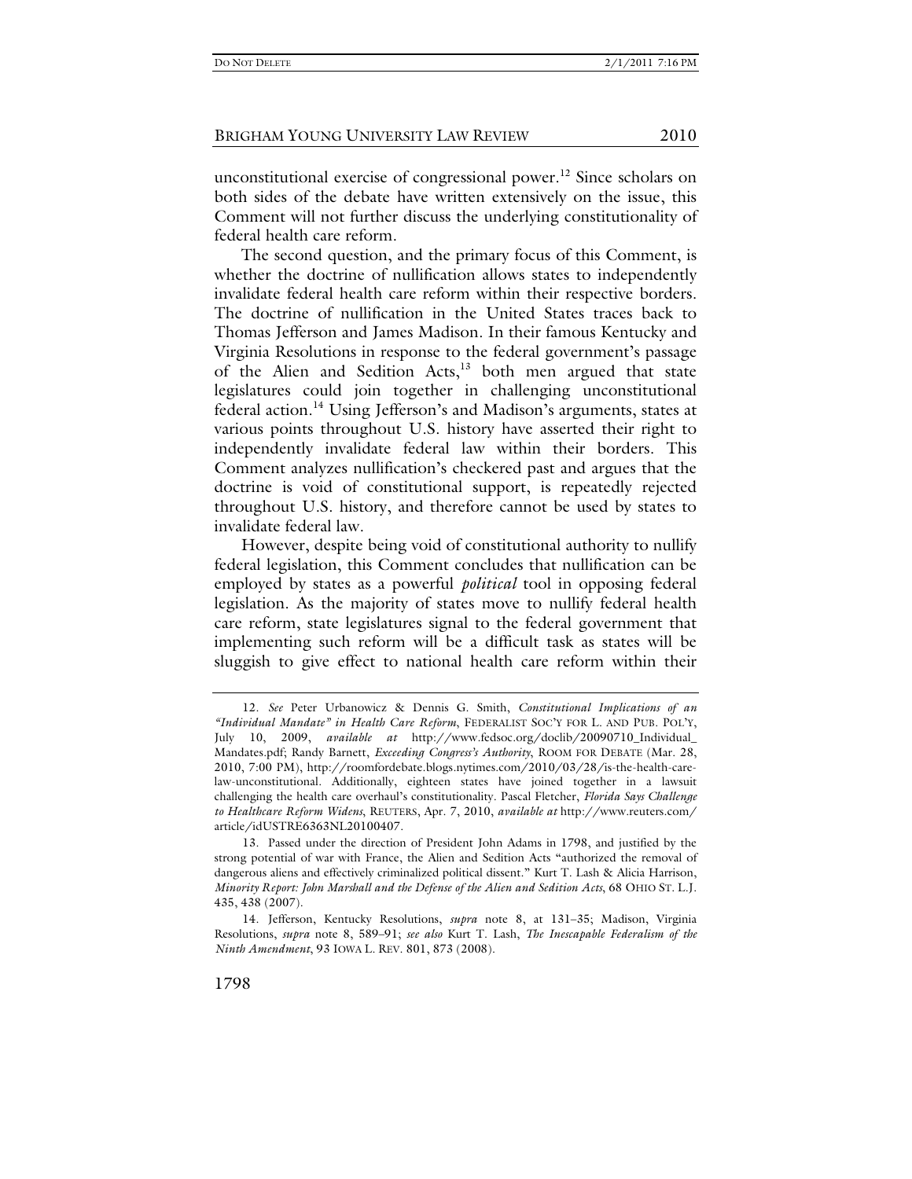unconstitutional exercise of congressional power.[12] Since scholars on both sides of the debate have written extensively on the issue, this Comment will not further discuss the underlying constitutionality of federal health care reform.

The second question, and the primary focus of this Comment, is whether the doctrine of nullification allows states to independently invalidate federal health care reform within their respective borders. The doctrine of nullification in the United States traces back to Thomas Jefferson and James Madison. In their famous Kentucky and Virginia Resolutions in response to the federal government's passage of the Alien and Sedition Acts,[13] both men argued that state legislatures could join together in challenging unconstitutional federal action.[14] Using Jefferson's and Madison's arguments, states at various points throughout U.S. history have asserted their right to independently invalidate federal law within their borders. This Comment analyzes nullification's checkered past and argues that the doctrine is void of constitutional support, is repeatedly rejected throughout U.S. history, and therefore cannot be used by states to invalidate federal law.

However, despite being void of constitutional authority to nullify federal legislation, this Comment concludes that nullification can be employed by states as a powerful *political* tool in opposing federal legislation. As the majority of states move to nullify federal health care reform, state legislatures signal to the federal government that implementing such reform will be a difficult task as states will be sluggish to give effect to national health care reform within their

---

12. *See* Peter Urbanowicz & Dennis G. Smith, *Constitutional Implications of an "Individual Mandate" in Health Care Reform*, FEDERALIST SOC'Y FOR L. AND PUB. POL'Y, July 10, 2009, *available at* http://www.fedsoc.org/doclib/20090710_Individual_Mandates.pdf; Randy Barnett, *Exceeding Congress's Authority*, ROOM FOR DEBATE (Mar. 28, 2010, 7:00 PM), http://roomfordebate.blogs.nytimes.com/2010/03/28/is-the-health-care-law-unconstitutional. Additionally, eighteen states have joined together in a lawsuit challenging the health care overhaul's constitutionality. Pascal Fletcher, *Florida Says Challenge to Healthcare Reform Widens*, REUTERS, Apr. 7, 2010, *available at* http://www.reuters.com/article/idUSTRE6363NL20100407.

13. Passed under the direction of President John Adams in 1798, and justified by the strong potential of war with France, the Alien and Sedition Acts "authorized the removal of dangerous aliens and effectively criminalized political dissent." Kurt T. Lash & Alicia Harrison, *Minority Report: John Marshall and the Defense of the Alien and Sedition Acts*, 68 OHIO ST. L.J. 435, 438 (2007).

14. Jefferson, Kentucky Resolutions, *supra* note 8, at 131–35; Madison, Virginia Resolutions, *supra* note 8, 589–91; *see also* Kurt T. Lash, *The Inescapable Federalism of the Ninth Amendment*, 93 IOWA L. REV. 801, 873 (2008).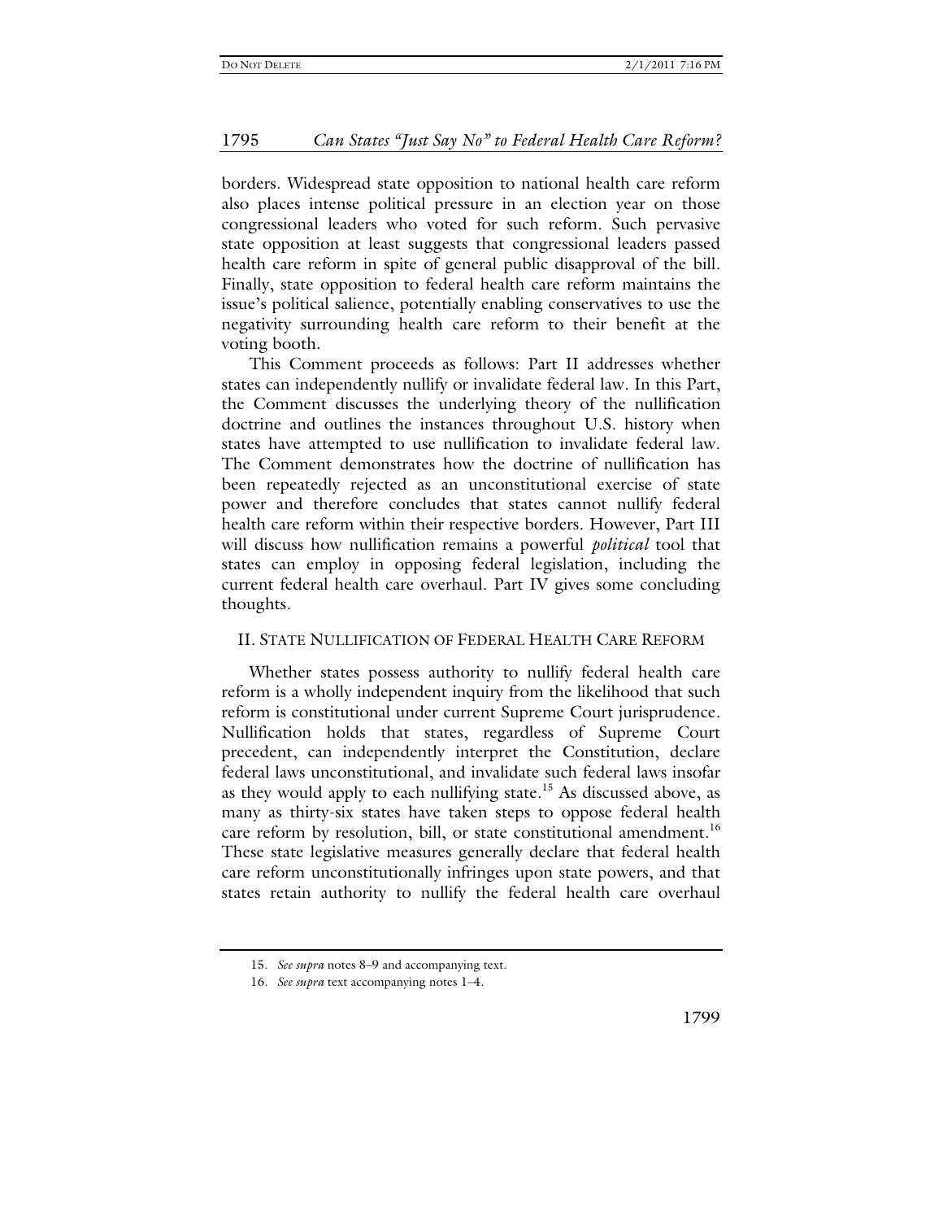borders. Widespread state opposition to national health care reform also places intense political pressure in an election year on those congressional leaders who voted for such reform. Such pervasive state opposition at least suggests that congressional leaders passed health care reform in spite of general public disapproval of the bill. Finally, state opposition to federal health care reform maintains the issue's political salience, potentially enabling conservatives to use the negativity surrounding health care reform to their benefit at the voting booth.

This Comment proceeds as follows: Part II addresses whether states can independently nullify or invalidate federal law. In this Part, the Comment discusses the underlying theory of the nullification doctrine and outlines the instances throughout U.S. history when states have attempted to use nullification to invalidate federal law. The Comment demonstrates how the doctrine of nullification has been repeatedly rejected as an unconstitutional exercise of state power and therefore concludes that states cannot nullify federal health care reform within their respective borders. However, Part III will discuss how nullification remains a powerful *political* tool that states can employ in opposing federal legislation, including the current federal health care overhaul. Part IV gives some concluding thoughts.

## II. State Nullification of Federal Health Care Reform

Whether states possess authority to nullify federal health care reform is a wholly independent inquiry from the likelihood that such reform is constitutional under current Supreme Court jurisprudence. Nullification holds that states, regardless of Supreme Court precedent, can independently interpret the Constitution, declare federal laws unconstitutional, and invalidate such federal laws insofar as they would apply to each nullifying state.[15] As discussed above, as many as thirty-six states have taken steps to oppose federal health care reform by resolution, bill, or state constitutional amendment.[16] These state legislative measures generally declare that federal health care reform unconstitutionally infringes upon state powers, and that states retain authority to nullify the federal health care overhaul

15. *See supra* notes 8–9 and accompanying text.

16. *See supra* text accompanying notes 1–4.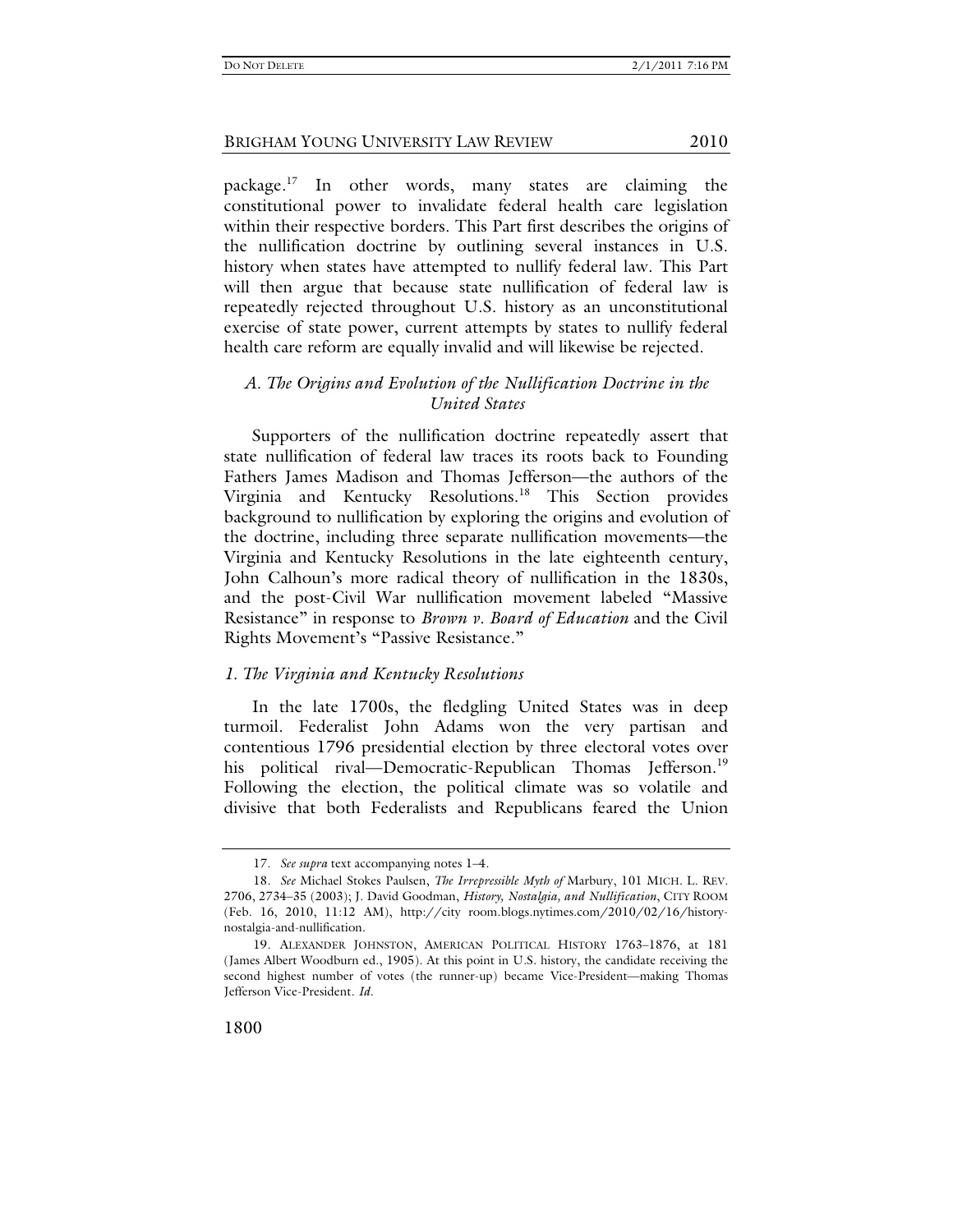package.[17] In other words, many states are claiming the constitutional power to invalidate federal health care legislation within their respective borders. This Part first describes the origins of the nullification doctrine by outlining several instances in U.S. history when states have attempted to nullify federal law. This Part will then argue that because state nullification of federal law is repeatedly rejected throughout U.S. history as an unconstitutional exercise of state power, current attempts by states to nullify federal health care reform are equally invalid and will likewise be rejected.

### *A. The Origins and Evolution of the Nullification Doctrine in the United States*

Supporters of the nullification doctrine repeatedly assert that state nullification of federal law traces its roots back to Founding Fathers James Madison and Thomas Jefferson—the authors of the Virginia and Kentucky Resolutions.[18] This Section provides background to nullification by exploring the origins and evolution of the doctrine, including three separate nullification movements—the Virginia and Kentucky Resolutions in the late eighteenth century, John Calhoun's more radical theory of nullification in the 1830s, and the post-Civil War nullification movement labeled "Massive Resistance" in response to *Brown v. Board of Education* and the Civil Rights Movement's "Passive Resistance."

#### *1. The Virginia and Kentucky Resolutions*

In the late 1700s, the fledgling United States was in deep turmoil. Federalist John Adams won the very partisan and contentious 1796 presidential election by three electoral votes over his political rival—Democratic-Republican Thomas Jefferson.[19] Following the election, the political climate was so volatile and divisive that both Federalists and Republicans feared the Union

---

17. *See supra* text accompanying notes 1–4.

18. *See* Michael Stokes Paulsen, *The Irrepressible Myth of* Marbury, 101 MICH. L. REV. 2706, 2734–35 (2003); J. David Goodman, *History, Nostalgia, and Nullification*, CITY ROOM (Feb. 16, 2010, 11:12 AM), http://city room.blogs.nytimes.com/2010/02/16/history-nostalgia-and-nullification.

19. ALEXANDER JOHNSTON, AMERICAN POLITICAL HISTORY 1763–1876, at 181 (James Albert Woodburn ed., 1905). At this point in U.S. history, the candidate receiving the second highest number of votes (the runner-up) became Vice-President—making Thomas Jefferson Vice-President. *Id.*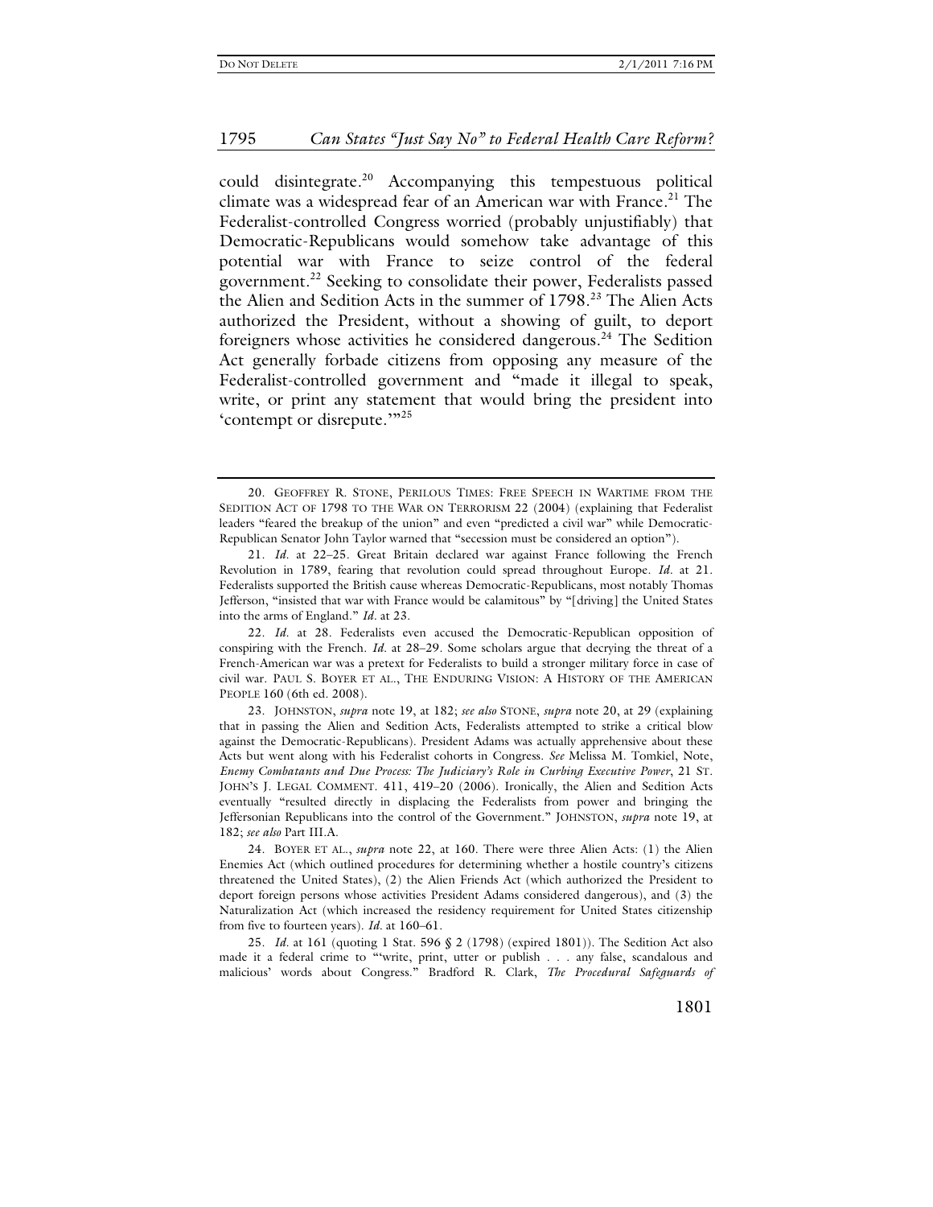could disintegrate.[20] Accompanying this tempestuous political climate was a widespread fear of an American war with France.[21] The Federalist-controlled Congress worried (probably unjustifiably) that Democratic-Republicans would somehow take advantage of this potential war with France to seize control of the federal government.[22] Seeking to consolidate their power, Federalists passed the Alien and Sedition Acts in the summer of 1798.[23] The Alien Acts authorized the President, without a showing of guilt, to deport foreigners whose activities he considered dangerous.[24] The Sedition Act generally forbade citizens from opposing any measure of the Federalist-controlled government and "made it illegal to speak, write, or print any statement that would bring the president into 'contempt or disrepute.'"[25]

---

20. GEOFFREY R. STONE, PERILOUS TIMES: FREE SPEECH IN WARTIME FROM THE SEDITION ACT OF 1798 TO THE WAR ON TERRORISM 22 (2004) (explaining that Federalist leaders "feared the breakup of the union" and even "predicted a civil war" while Democratic-Republican Senator John Taylor warned that "secession must be considered an option").

21. *Id.* at 22–25. Great Britain declared war against France following the French Revolution in 1789, fearing that revolution could spread throughout Europe. *Id.* at 21. Federalists supported the British cause whereas Democratic-Republicans, most notably Thomas Jefferson, "insisted that war with France would be calamitous" by "[driving] the United States into the arms of England." *Id.* at 23.

22. *Id.* at 28. Federalists even accused the Democratic-Republican opposition of conspiring with the French. *Id.* at 28–29. Some scholars argue that decrying the threat of a French-American war was a pretext for Federalists to build a stronger military force in case of civil war. PAUL S. BOYER ET AL., THE ENDURING VISION: A HISTORY OF THE AMERICAN PEOPLE 160 (6th ed. 2008).

23. JOHNSTON, *supra* note 19, at 182; *see also* STONE, *supra* note 20, at 29 (explaining that in passing the Alien and Sedition Acts, Federalists attempted to strike a critical blow against the Democratic-Republicans). President Adams was actually apprehensive about these Acts but went along with his Federalist cohorts in Congress. *See* Melissa M. Tomkiel, Note, *Enemy Combatants and Due Process: The Judiciary's Role in Curbing Executive Power*, 21 ST. JOHN'S J. LEGAL COMMENT. 411, 419–20 (2006). Ironically, the Alien and Sedition Acts eventually "resulted directly in displacing the Federalists from power and bringing the Jeffersonian Republicans into the control of the Government." JOHNSTON, *supra* note 19, at 182; *see also* Part III.A.

24. BOYER ET AL., *supra* note 22, at 160. There were three Alien Acts: (1) the Alien Enemies Act (which outlined procedures for determining whether a hostile country's citizens threatened the United States), (2) the Alien Friends Act (which authorized the President to deport foreign persons whose activities President Adams considered dangerous), and (3) the Naturalization Act (which increased the residency requirement for United States citizenship from five to fourteen years). *Id.* at 160–61.

25. *Id.* at 161 (quoting 1 Stat. 596 § 2 (1798) (expired 1801)). The Sedition Act also made it a federal crime to "'write, print, utter or publish . . . any false, scandalous and malicious' words about Congress." Bradford R. Clark, *The Procedural Safeguards of*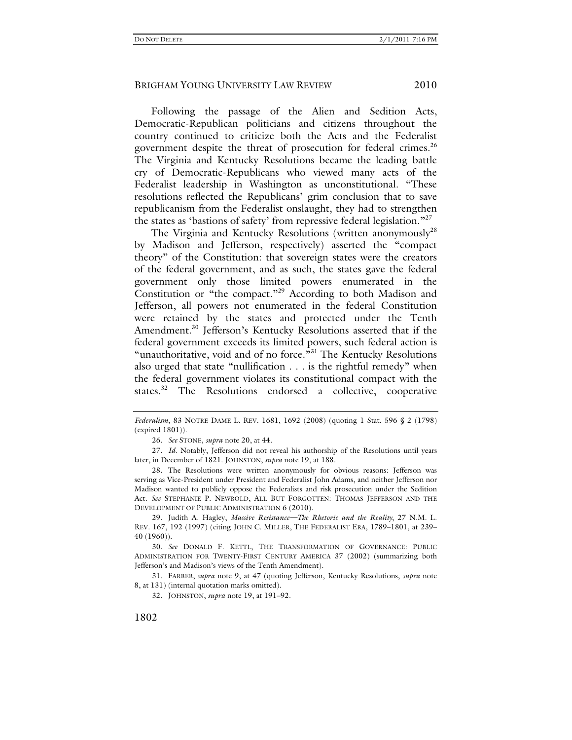Following the passage of the Alien and Sedition Acts, Democratic-Republican politicians and citizens throughout the country continued to criticize both the Acts and the Federalist government despite the threat of prosecution for federal crimes.[26] The Virginia and Kentucky Resolutions became the leading battle cry of Democratic-Republicans who viewed many acts of the Federalist leadership in Washington as unconstitutional. "These resolutions reflected the Republicans' grim conclusion that to save republicanism from the Federalist onslaught, they had to strengthen the states as 'bastions of safety' from repressive federal legislation."[27]

The Virginia and Kentucky Resolutions (written anonymously[28] by Madison and Jefferson, respectively) asserted the "compact theory" of the Constitution: that sovereign states were the creators of the federal government, and as such, the states gave the federal government only those limited powers enumerated in the Constitution or "the compact."[29] According to both Madison and Jefferson, all powers not enumerated in the federal Constitution were retained by the states and protected under the Tenth Amendment.[30] Jefferson's Kentucky Resolutions asserted that if the federal government exceeds its limited powers, such federal action is "unauthoritative, void and of no force."[31] The Kentucky Resolutions also urged that state "nullification . . . is the rightful remedy" when the federal government violates its constitutional compact with the states.[32] The Resolutions endorsed a collective, cooperative

---

*Federalism*, 83 NOTRE DAME L. REV. 1681, 1692 (2008) (quoting 1 Stat. 596 § 2 (1798) (expired 1801)).

26. *See* STONE, *supra* note 20, at 44.

27. *Id.* Notably, Jefferson did not reveal his authorship of the Resolutions until years later, in December of 1821. JOHNSTON, *supra* note 19, at 188.

28. The Resolutions were written anonymously for obvious reasons: Jefferson was serving as Vice-President under President and Federalist John Adams, and neither Jefferson nor Madison wanted to publicly oppose the Federalists and risk prosecution under the Sedition Act. *See* STEPHANIE P. NEWBOLD, ALL BUT FORGOTTEN: THOMAS JEFFERSON AND THE DEVELOPMENT OF PUBLIC ADMINISTRATION 6 (2010).

29. Judith A. Hagley, *Massive Resistance—The Rhetoric and the Reality*, 27 N.M. L. REV. 167, 192 (1997) (citing JOHN C. MILLER, THE FEDERALIST ERA, 1789–1801, at 239–40 (1960)).

30. *See* DONALD F. KETTL, THE TRANSFORMATION OF GOVERNANCE: PUBLIC ADMINISTRATION FOR TWENTY-FIRST CENTURY AMERICA 37 (2002) (summarizing both Jefferson's and Madison's views of the Tenth Amendment).

31. FARBER, *supra* note 9, at 47 (quoting Jefferson, Kentucky Resolutions, *supra* note 8, at 131) (internal quotation marks omitted).

32. JOHNSTON, *supra* note 19, at 191–92.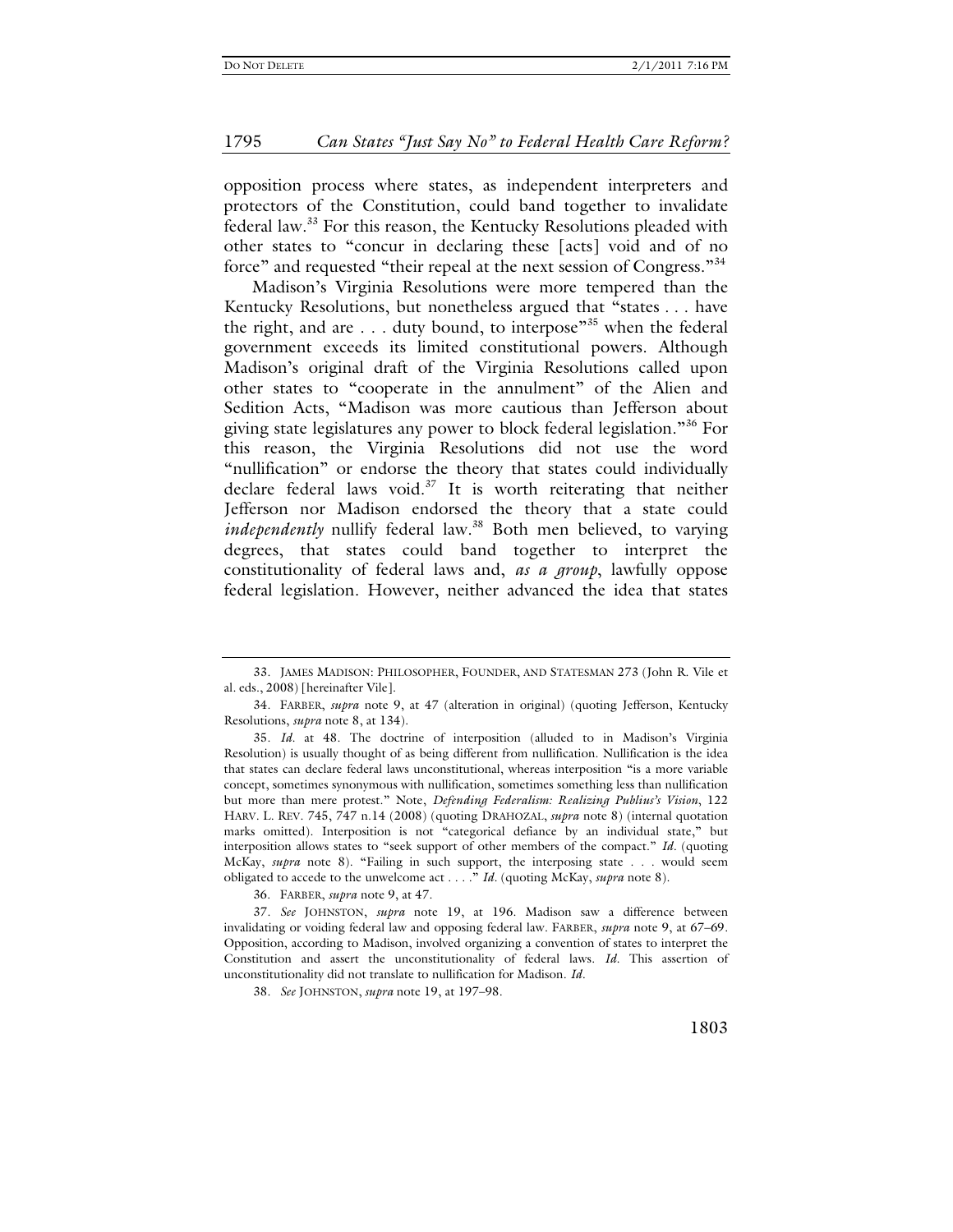opposition process where states, as independent interpreters and protectors of the Constitution, could band together to invalidate federal law.[33] For this reason, the Kentucky Resolutions pleaded with other states to "concur in declaring these [acts] void and of no force" and requested "their repeal at the next session of Congress."[34]

Madison's Virginia Resolutions were more tempered than the Kentucky Resolutions, but nonetheless argued that "states . . . have the right, and are . . . duty bound, to interpose"[35] when the federal government exceeds its limited constitutional powers. Although Madison's original draft of the Virginia Resolutions called upon other states to "cooperate in the annulment" of the Alien and Sedition Acts, "Madison was more cautious than Jefferson about giving state legislatures any power to block federal legislation."[36] For this reason, the Virginia Resolutions did not use the word "nullification" or endorse the theory that states could individually declare federal laws void.[37] It is worth reiterating that neither Jefferson nor Madison endorsed the theory that a state could *independently* nullify federal law.[38] Both men believed, to varying degrees, that states could band together to interpret the constitutionality of federal laws and, *as a group*, lawfully oppose federal legislation. However, neither advanced the idea that states

---

33. JAMES MADISON: PHILOSOPHER, FOUNDER, AND STATESMAN 273 (John R. Vile et al. eds., 2008) [hereinafter Vile].

34. FARBER, *supra* note 9, at 47 (alteration in original) (quoting Jefferson, Kentucky Resolutions, *supra* note 8, at 134).

35. *Id.* at 48. The doctrine of interposition (alluded to in Madison's Virginia Resolution) is usually thought of as being different from nullification. Nullification is the idea that states can declare federal laws unconstitutional, whereas interposition "is a more variable concept, sometimes synonymous with nullification, sometimes something less than nullification but more than mere protest." Note, *Defending Federalism: Realizing Publius's Vision*, 122 HARV. L. REV. 745, 747 n.14 (2008) (quoting DRAHOZAL, *supra* note 8) (internal quotation marks omitted). Interposition is not "categorical defiance by an individual state," but interposition allows states to "seek support of other members of the compact." *Id.* (quoting McKay, *supra* note 8). "Failing in such support, the interposing state . . . would seem obligated to accede to the unwelcome act . . . ." *Id.* (quoting McKay, *supra* note 8).

36. FARBER, *supra* note 9, at 47.

37. *See* JOHNSTON, *supra* note 19, at 196. Madison saw a difference between invalidating or voiding federal law and opposing federal law. FARBER, *supra* note 9, at 67–69. Opposition, according to Madison, involved organizing a convention of states to interpret the Constitution and assert the unconstitutionality of federal laws. *Id.* This assertion of unconstitutionality did not translate to nullification for Madison. *Id.*

38. *See* JOHNSTON, *supra* note 19, at 197–98.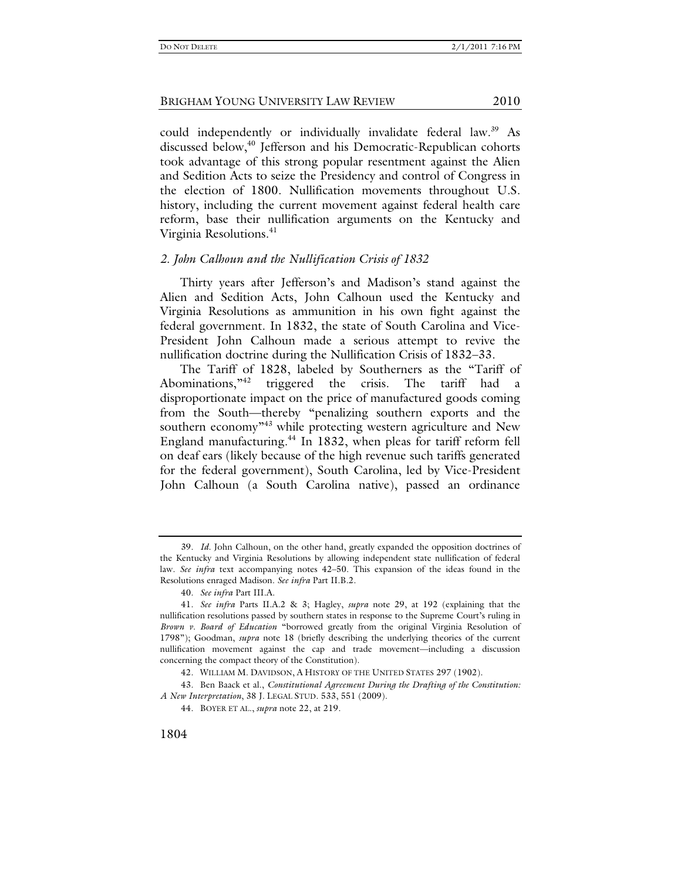could independently or individually invalidate federal law.[39] As discussed below,[40] Jefferson and his Democratic-Republican cohorts took advantage of this strong popular resentment against the Alien and Sedition Acts to seize the Presidency and control of Congress in the election of 1800. Nullification movements throughout U.S. history, including the current movement against federal health care reform, base their nullification arguments on the Kentucky and Virginia Resolutions.[41]

### *2. John Calhoun and the Nullification Crisis of 1832*

Thirty years after Jefferson's and Madison's stand against the Alien and Sedition Acts, John Calhoun used the Kentucky and Virginia Resolutions as ammunition in his own fight against the federal government. In 1832, the state of South Carolina and Vice-President John Calhoun made a serious attempt to revive the nullification doctrine during the Nullification Crisis of 1832–33.

The Tariff of 1828, labeled by Southerners as the "Tariff of Abominations,"[42] triggered the crisis. The tariff had a disproportionate impact on the price of manufactured goods coming from the South—thereby "penalizing southern exports and the southern economy"[43] while protecting western agriculture and New England manufacturing.[44] In 1832, when pleas for tariff reform fell on deaf ears (likely because of the high revenue such tariffs generated for the federal government), South Carolina, led by Vice-President John Calhoun (a South Carolina native), passed an ordinance

---

39. *Id.* John Calhoun, on the other hand, greatly expanded the opposition doctrines of the Kentucky and Virginia Resolutions by allowing independent state nullification of federal law. *See infra* text accompanying notes 42–50. This expansion of the ideas found in the Resolutions enraged Madison. *See infra* Part II.B.2.

40. *See infra* Part III.A.

41. *See infra* Parts II.A.2 & 3; Hagley, *supra* note 29, at 192 (explaining that the nullification resolutions passed by southern states in response to the Supreme Court's ruling in *Brown v. Board of Education* "borrowed greatly from the original Virginia Resolution of 1798"); Goodman, *supra* note 18 (briefly describing the underlying theories of the current nullification movement against the cap and trade movement—including a discussion concerning the compact theory of the Constitution).

42. WILLIAM M. DAVIDSON, A HISTORY OF THE UNITED STATES 297 (1902).

43. Ben Baack et al., *Constitutional Agreement During the Drafting of the Constitution: A New Interpretation*, 38 J. LEGAL STUD. 533, 551 (2009).

44. BOYER ET AL., *supra* note 22, at 219.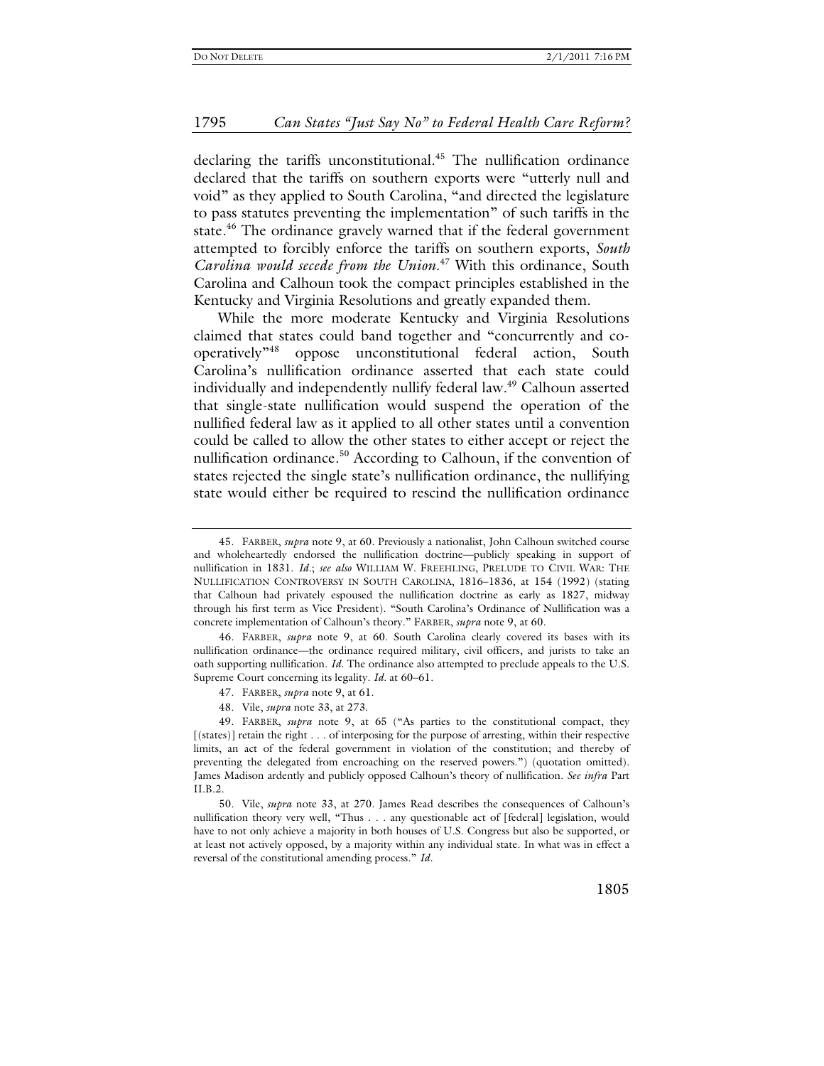declaring the tariffs unconstitutional.[45] The nullification ordinance declared that the tariffs on southern exports were "utterly null and void" as they applied to South Carolina, "and directed the legislature to pass statutes preventing the implementation" of such tariffs in the state.[46] The ordinance gravely warned that if the federal government attempted to forcibly enforce the tariffs on southern exports, *South Carolina would secede from the Union*.[47] With this ordinance, South Carolina and Calhoun took the compact principles established in the Kentucky and Virginia Resolutions and greatly expanded them.

While the more moderate Kentucky and Virginia Resolutions claimed that states could band together and "concurrently and co-operatively"[48] oppose unconstitutional federal action, South Carolina's nullification ordinance asserted that each state could individually and independently nullify federal law.[49] Calhoun asserted that single-state nullification would suspend the operation of the nullified federal law as it applied to all other states until a convention could be called to allow the other states to either accept or reject the nullification ordinance.[50] According to Calhoun, if the convention of states rejected the single state's nullification ordinance, the nullifying state would either be required to rescind the nullification ordinance

---

45. FARBER, *supra* note 9, at 60. Previously a nationalist, John Calhoun switched course and wholeheartedly endorsed the nullification doctrine—publicly speaking in support of nullification in 1831. *Id*.; *see also* WILLIAM W. FREEHLING, PRELUDE TO CIVIL WAR: THE NULLIFICATION CONTROVERSY IN SOUTH CAROLINA, 1816–1836, at 154 (1992) (stating that Calhoun had privately espoused the nullification doctrine as early as 1827, midway through his first term as Vice President). "South Carolina's Ordinance of Nullification was a concrete implementation of Calhoun's theory." FARBER, *supra* note 9, at 60.

46. FARBER, *supra* note 9, at 60. South Carolina clearly covered its bases with its nullification ordinance—the ordinance required military, civil officers, and jurists to take an oath supporting nullification. *Id*. The ordinance also attempted to preclude appeals to the U.S. Supreme Court concerning its legality. *Id*. at 60–61.

47. FARBER, *supra* note 9, at 61.

48. Vile, *supra* note 33, at 273.

49. FARBER, *supra* note 9, at 65 ("As parties to the constitutional compact, they [(states)] retain the right . . . of interposing for the purpose of arresting, within their respective limits, an act of the federal government in violation of the constitution; and thereby of preventing the delegated from encroaching on the reserved powers.") (quotation omitted). James Madison ardently and publicly opposed Calhoun's theory of nullification. *See infra* Part II.B.2.

50. Vile, *supra* note 33, at 270. James Read describes the consequences of Calhoun's nullification theory very well, "Thus . . . any questionable act of [federal] legislation, would have to not only achieve a majority in both houses of U.S. Congress but also be supported, or at least not actively opposed, by a majority within any individual state. In what was in effect a reversal of the constitutional amending process." *Id*.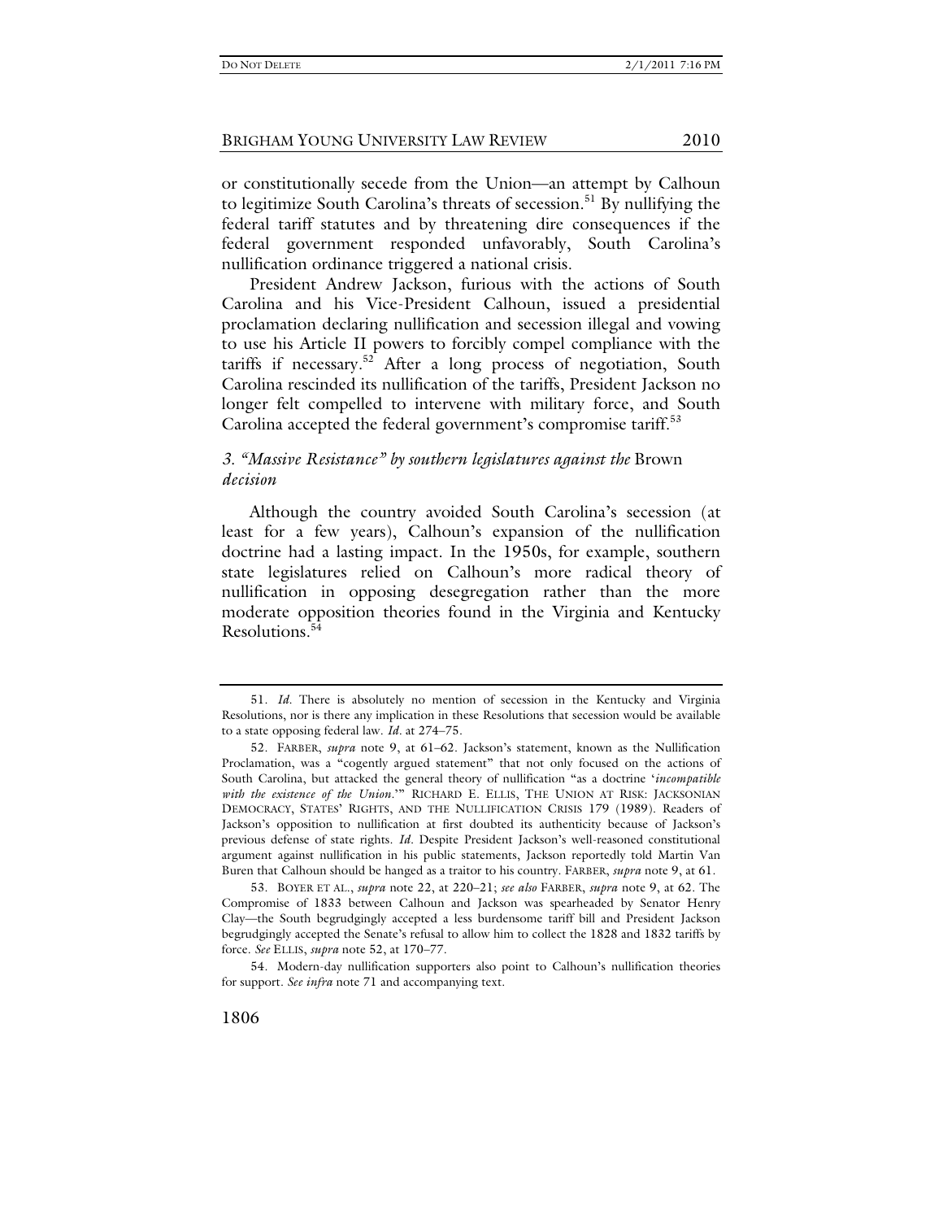or constitutionally secede from the Union—an attempt by Calhoun to legitimize South Carolina's threats of secession.[51] By nullifying the federal tariff statutes and by threatening dire consequences if the federal government responded unfavorably, South Carolina's nullification ordinance triggered a national crisis.

President Andrew Jackson, furious with the actions of South Carolina and his Vice-President Calhoun, issued a presidential proclamation declaring nullification and secession illegal and vowing to use his Article II powers to forcibly compel compliance with the tariffs if necessary.[52] After a long process of negotiation, South Carolina rescinded its nullification of the tariffs, President Jackson no longer felt compelled to intervene with military force, and South Carolina accepted the federal government's compromise tariff.[53]

### *3. "Massive Resistance" by southern legislatures against the* Brown *decision*

Although the country avoided South Carolina's secession (at least for a few years), Calhoun's expansion of the nullification doctrine had a lasting impact. In the 1950s, for example, southern state legislatures relied on Calhoun's more radical theory of nullification in opposing desegregation rather than the more moderate opposition theories found in the Virginia and Kentucky Resolutions.[54]

---

51. *Id*. There is absolutely no mention of secession in the Kentucky and Virginia Resolutions, nor is there any implication in these Resolutions that secession would be available to a state opposing federal law. *Id*. at 274–75.

52. FARBER, *supra* note 9, at 61–62. Jackson's statement, known as the Nullification Proclamation, was a "cogently argued statement" that not only focused on the actions of South Carolina, but attacked the general theory of nullification "as a doctrine '*incompatible with the existence of the Union*.'" RICHARD E. ELLIS, THE UNION AT RISK: JACKSONIAN DEMOCRACY, STATES' RIGHTS, AND THE NULLIFICATION CRISIS 179 (1989). Readers of Jackson's opposition to nullification at first doubted its authenticity because of Jackson's previous defense of state rights. *Id*. Despite President Jackson's well-reasoned constitutional argument against nullification in his public statements, Jackson reportedly told Martin Van Buren that Calhoun should be hanged as a traitor to his country. FARBER, *supra* note 9, at 61.

53. BOYER ET AL., *supra* note 22, at 220–21; *see also* FARBER, *supra* note 9, at 62. The Compromise of 1833 between Calhoun and Jackson was spearheaded by Senator Henry Clay—the South begrudgingly accepted a less burdensome tariff bill and President Jackson begrudgingly accepted the Senate's refusal to allow him to collect the 1828 and 1832 tariffs by force. *See* ELLIS, *supra* note 52, at 170–77.

54. Modern-day nullification supporters also point to Calhoun's nullification theories for support. *See infra* note 71 and accompanying text.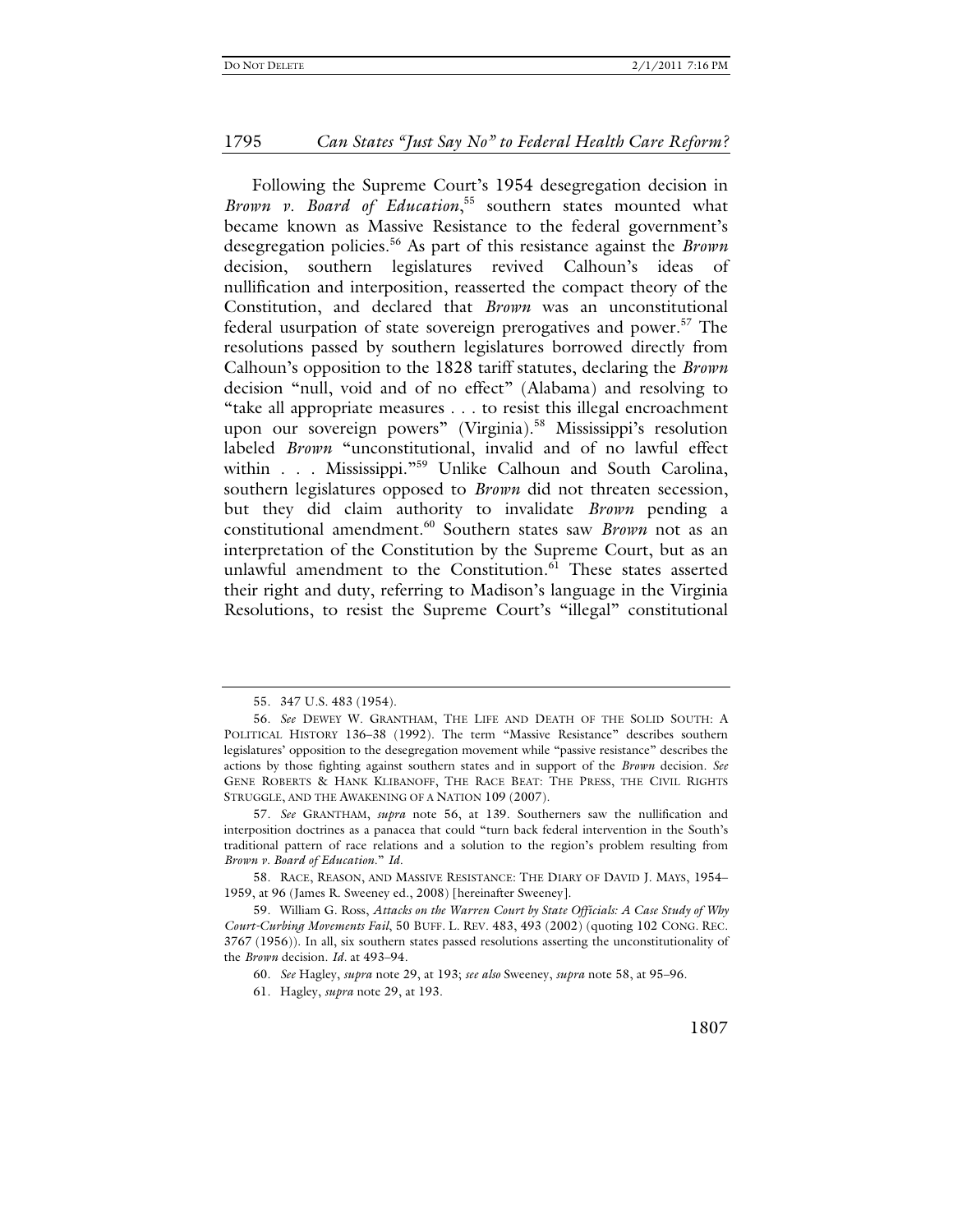Following the Supreme Court's 1954 desegregation decision in *Brown v. Board of Education*,[55] southern states mounted what became known as Massive Resistance to the federal government's desegregation policies.[56] As part of this resistance against the *Brown* decision, southern legislatures revived Calhoun's ideas of nullification and interposition, reasserted the compact theory of the Constitution, and declared that *Brown* was an unconstitutional federal usurpation of state sovereign prerogatives and power.[57] The resolutions passed by southern legislatures borrowed directly from Calhoun's opposition to the 1828 tariff statutes, declaring the *Brown* decision "null, void and of no effect" (Alabama) and resolving to "take all appropriate measures . . . to resist this illegal encroachment upon our sovereign powers" (Virginia).[58] Mississippi's resolution labeled *Brown* "unconstitutional, invalid and of no lawful effect within . . . Mississippi."[59] Unlike Calhoun and South Carolina, southern legislatures opposed to *Brown* did not threaten secession, but they did claim authority to invalidate *Brown* pending a constitutional amendment.[60] Southern states saw *Brown* not as an interpretation of the Constitution by the Supreme Court, but as an unlawful amendment to the Constitution.[61] These states asserted their right and duty, referring to Madison's language in the Virginia Resolutions, to resist the Supreme Court's "illegal" constitutional

---

55. 347 U.S. 483 (1954).

56. *See* DEWEY W. GRANTHAM, THE LIFE AND DEATH OF THE SOLID SOUTH: A POLITICAL HISTORY 136–38 (1992). The term "Massive Resistance" describes southern legislatures' opposition to the desegregation movement while "passive resistance" describes the actions by those fighting against southern states and in support of the *Brown* decision. *See* GENE ROBERTS & HANK KLIBANOFF, THE RACE BEAT: THE PRESS, THE CIVIL RIGHTS STRUGGLE, AND THE AWAKENING OF A NATION 109 (2007).

57. *See* GRANTHAM, *supra* note 56, at 139. Southerners saw the nullification and interposition doctrines as a panacea that could "turn back federal intervention in the South's traditional pattern of race relations and a solution to the region's problem resulting from *Brown v. Board of Education*." *Id*.

58. RACE, REASON, AND MASSIVE RESISTANCE: THE DIARY OF DAVID J. MAYS, 1954–1959, at 96 (James R. Sweeney ed., 2008) [hereinafter Sweeney].

59. William G. Ross, *Attacks on the Warren Court by State Officials: A Case Study of Why Court-Curbing Movements Fail*, 50 BUFF. L. REV. 483, 493 (2002) (quoting 102 CONG. REC. 3767 (1956)). In all, six southern states passed resolutions asserting the unconstitutionality of the *Brown* decision. *Id*. at 493–94.

60. *See* Hagley, *supra* note 29, at 193; *see also* Sweeney, *supra* note 58, at 95–96.

61. Hagley, *supra* note 29, at 193.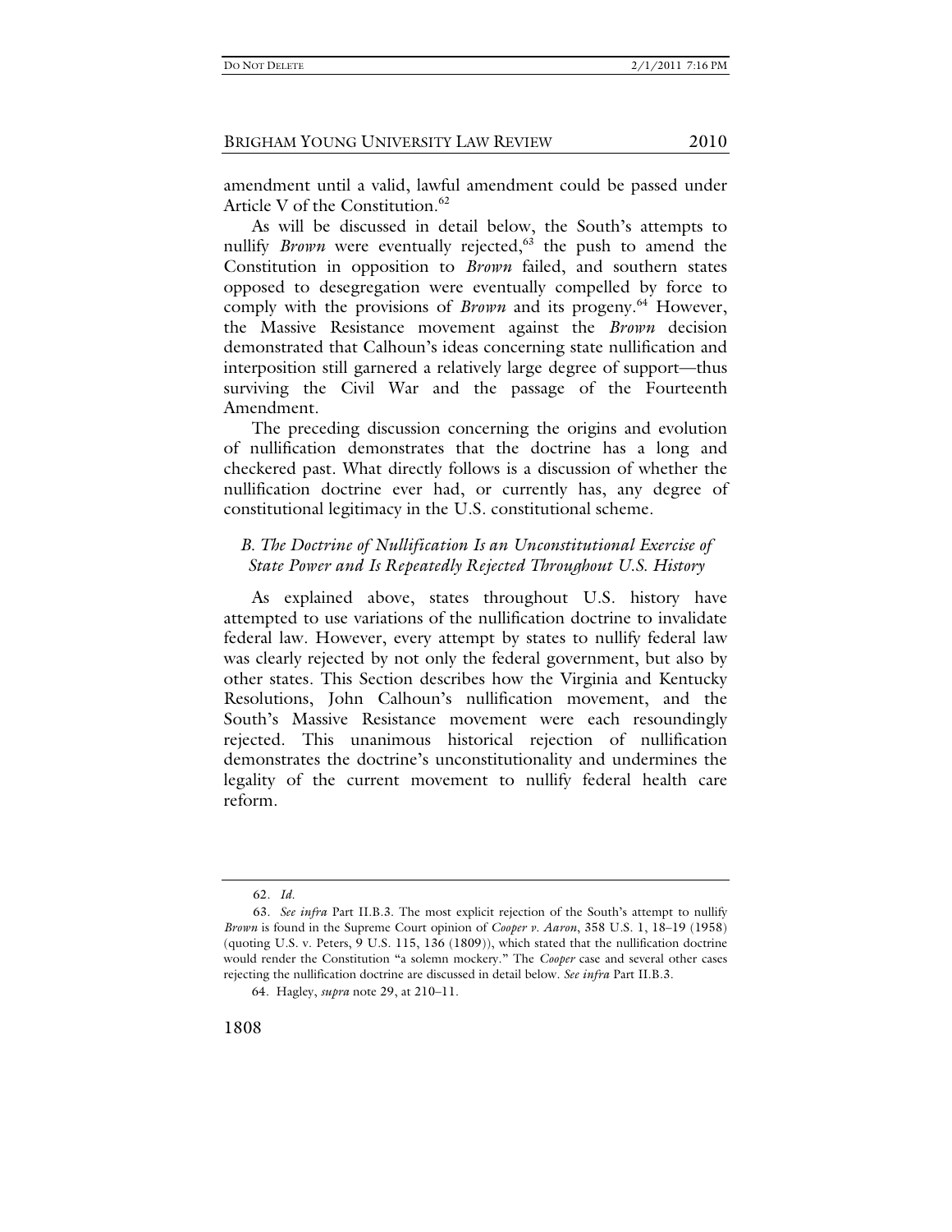amendment until a valid, lawful amendment could be passed under Article V of the Constitution.[62]

As will be discussed in detail below, the South's attempts to nullify *Brown* were eventually rejected,[63] the push to amend the Constitution in opposition to *Brown* failed, and southern states opposed to desegregation were eventually compelled by force to comply with the provisions of *Brown* and its progeny.[64] However, the Massive Resistance movement against the *Brown* decision demonstrated that Calhoun's ideas concerning state nullification and interposition still garnered a relatively large degree of support—thus surviving the Civil War and the passage of the Fourteenth Amendment.

The preceding discussion concerning the origins and evolution of nullification demonstrates that the doctrine has a long and checkered past. What directly follows is a discussion of whether the nullification doctrine ever had, or currently has, any degree of constitutional legitimacy in the U.S. constitutional scheme.

### *B. The Doctrine of Nullification Is an Unconstitutional Exercise of State Power and Is Repeatedly Rejected Throughout U.S. History*

As explained above, states throughout U.S. history have attempted to use variations of the nullification doctrine to invalidate federal law. However, every attempt by states to nullify federal law was clearly rejected by not only the federal government, but also by other states. This Section describes how the Virginia and Kentucky Resolutions, John Calhoun's nullification movement, and the South's Massive Resistance movement were each resoundingly rejected. This unanimous historical rejection of nullification demonstrates the doctrine's unconstitutionality and undermines the legality of the current movement to nullify federal health care reform.

---

62. *Id.*

63. *See infra* Part II.B.3. The most explicit rejection of the South's attempt to nullify *Brown* is found in the Supreme Court opinion of *Cooper v. Aaron*, 358 U.S. 1, 18–19 (1958) (quoting U.S. v. Peters, 9 U.S. 115, 136 (1809)), which stated that the nullification doctrine would render the Constitution "a solemn mockery." The *Cooper* case and several other cases rejecting the nullification doctrine are discussed in detail below. *See infra* Part II.B.3.

64. Hagley, *supra* note 29, at 210–11.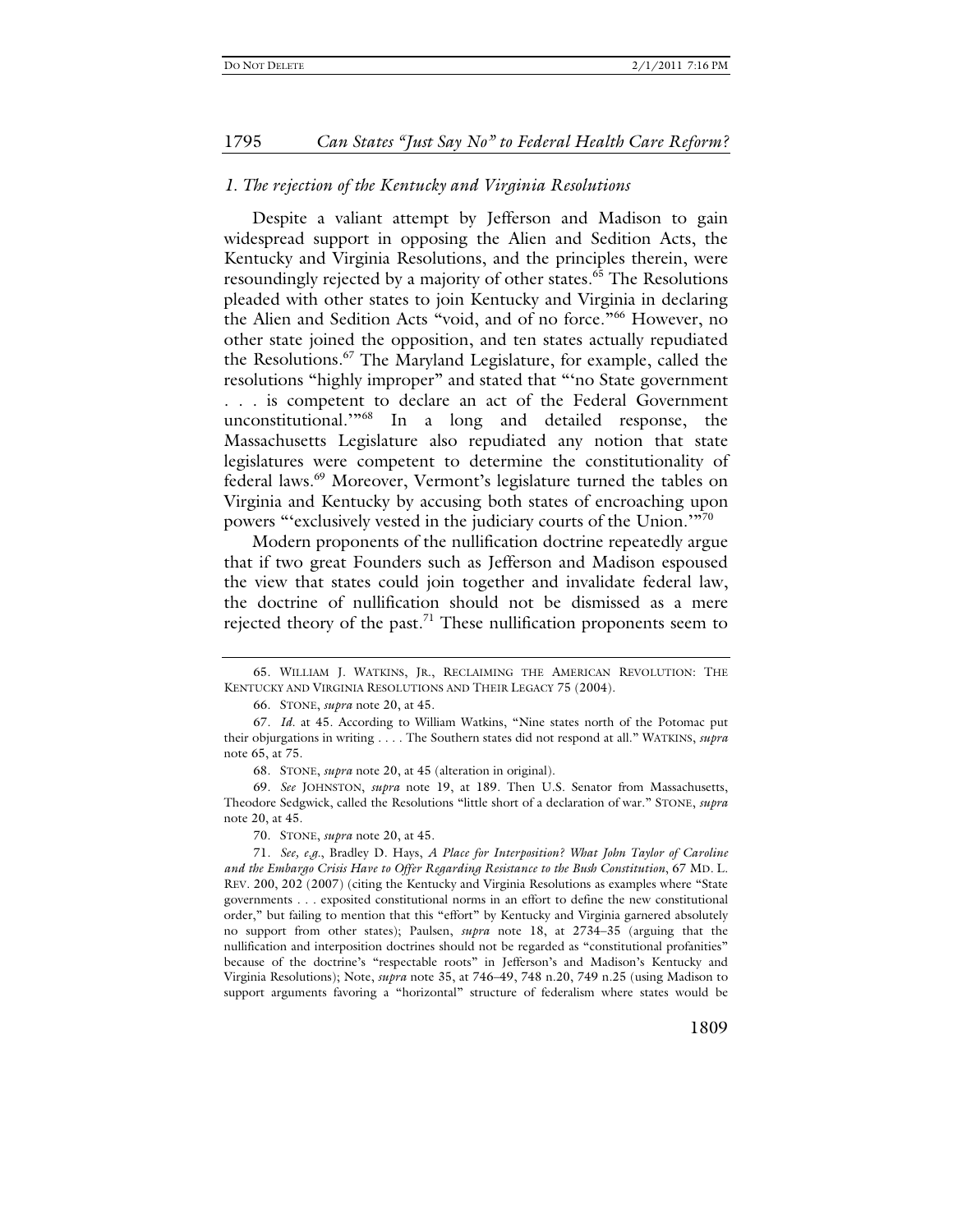### *1. The rejection of the Kentucky and Virginia Resolutions*

Despite a valiant attempt by Jefferson and Madison to gain widespread support in opposing the Alien and Sedition Acts, the Kentucky and Virginia Resolutions, and the principles therein, were resoundingly rejected by a majority of other states.[65] The Resolutions pleaded with other states to join Kentucky and Virginia in declaring the Alien and Sedition Acts "void, and of no force."[66] However, no other state joined the opposition, and ten states actually repudiated the Resolutions.[67] The Maryland Legislature, for example, called the resolutions "highly improper" and stated that "'no State government . . . is competent to declare an act of the Federal Government unconstitutional.'"[68] In a long and detailed response, the Massachusetts Legislature also repudiated any notion that state legislatures were competent to determine the constitutionality of federal laws.[69] Moreover, Vermont's legislature turned the tables on Virginia and Kentucky by accusing both states of encroaching upon powers "'exclusively vested in the judiciary courts of the Union.'"[70]

Modern proponents of the nullification doctrine repeatedly argue that if two great Founders such as Jefferson and Madison espoused the view that states could join together and invalidate federal law, the doctrine of nullification should not be dismissed as a mere rejected theory of the past.[71] These nullification proponents seem to

---

65. WILLIAM J. WATKINS, JR., RECLAIMING THE AMERICAN REVOLUTION: THE KENTUCKY AND VIRGINIA RESOLUTIONS AND THEIR LEGACY 75 (2004).

66. STONE, *supra* note 20, at 45.

67. *Id.* at 45. According to William Watkins, "Nine states north of the Potomac put their objurgations in writing . . . . The Southern states did not respond at all." WATKINS, *supra* note 65, at 75.

68. STONE, *supra* note 20, at 45 (alteration in original).

69. *See* JOHNSTON, *supra* note 19, at 189. Then U.S. Senator from Massachusetts, Theodore Sedgwick, called the Resolutions "little short of a declaration of war." STONE, *supra* note 20, at 45.

70. STONE, *supra* note 20, at 45.

71. *See, e.g.*, Bradley D. Hays, *A Place for Interposition? What John Taylor of Caroline and the Embargo Crisis Have to Offer Regarding Resistance to the Bush Constitution*, 67 MD. L. REV. 200, 202 (2007) (citing the Kentucky and Virginia Resolutions as examples where "State governments . . . exposited constitutional norms in an effort to define the new constitutional order," but failing to mention that this "effort" by Kentucky and Virginia garnered absolutely no support from other states); Paulsen, *supra* note 18, at 2734–35 (arguing that the nullification and interposition doctrines should not be regarded as "constitutional profanities" because of the doctrine's "respectable roots" in Jefferson's and Madison's Kentucky and Virginia Resolutions); Note, *supra* note 35, at 746–49, 748 n.20, 749 n.25 (using Madison to support arguments favoring a "horizontal" structure of federalism where states would be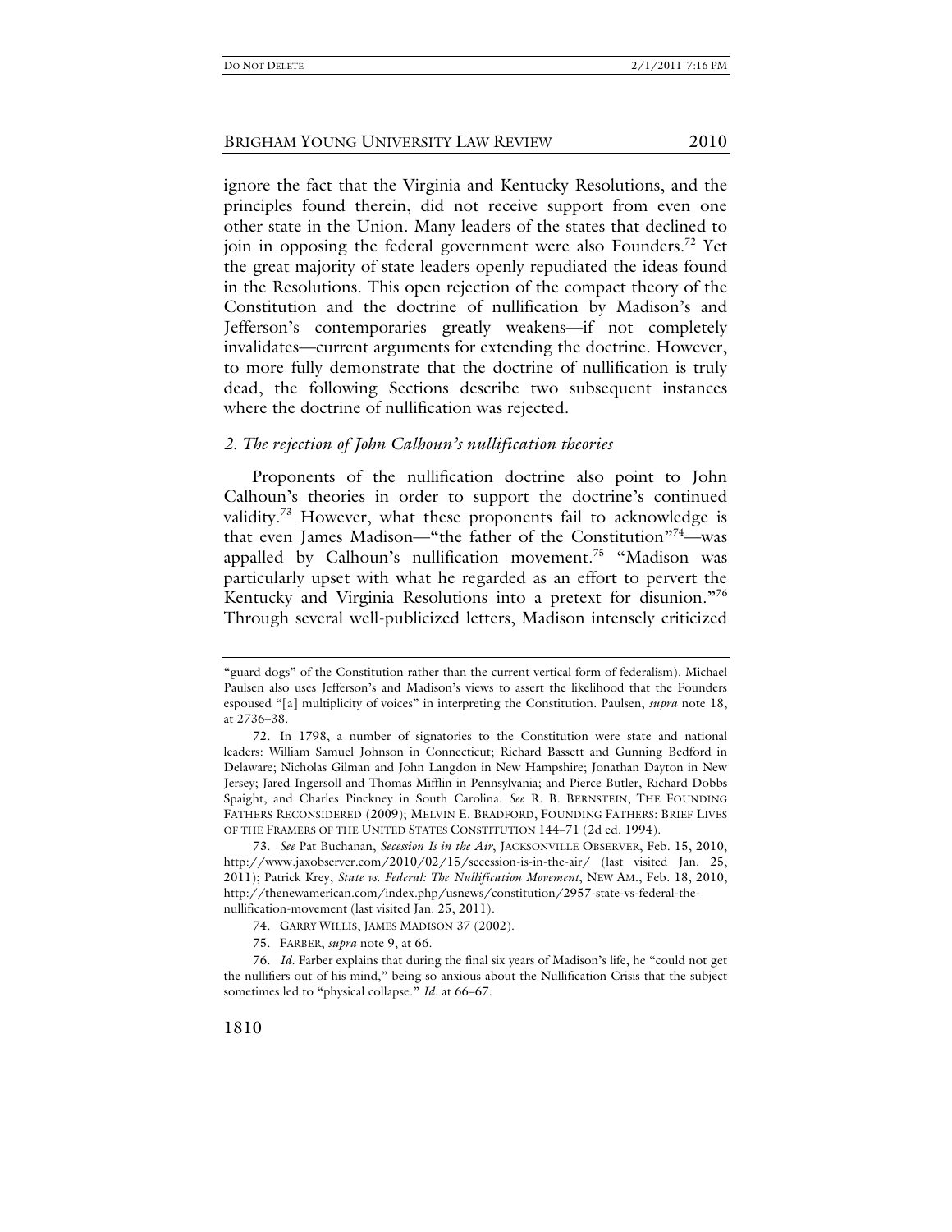ignore the fact that the Virginia and Kentucky Resolutions, and the principles found therein, did not receive support from even one other state in the Union. Many leaders of the states that declined to join in opposing the federal government were also Founders.[72] Yet the great majority of state leaders openly repudiated the ideas found in the Resolutions. This open rejection of the compact theory of the Constitution and the doctrine of nullification by Madison's and Jefferson's contemporaries greatly weakens—if not completely invalidates—current arguments for extending the doctrine. However, to more fully demonstrate that the doctrine of nullification is truly dead, the following Sections describe two subsequent instances where the doctrine of nullification was rejected.

### *2. The rejection of John Calhoun's nullification theories*

Proponents of the nullification doctrine also point to John Calhoun's theories in order to support the doctrine's continued validity.[73] However, what these proponents fail to acknowledge is that even James Madison—"the father of the Constitution"[74]—was appalled by Calhoun's nullification movement.[75] "Madison was particularly upset with what he regarded as an effort to pervert the Kentucky and Virginia Resolutions into a pretext for disunion."[76] Through several well-publicized letters, Madison intensely criticized

---

"guard dogs" of the Constitution rather than the current vertical form of federalism). Michael Paulsen also uses Jefferson's and Madison's views to assert the likelihood that the Founders espoused "[a] multiplicity of voices" in interpreting the Constitution. Paulsen, *supra* note 18, at 2736–38.

72. In 1798, a number of signatories to the Constitution were state and national leaders: William Samuel Johnson in Connecticut; Richard Bassett and Gunning Bedford in Delaware; Nicholas Gilman and John Langdon in New Hampshire; Jonathan Dayton in New Jersey; Jared Ingersoll and Thomas Mifflin in Pennsylvania; and Pierce Butler, Richard Dobbs Spaight, and Charles Pinckney in South Carolina. *See* R. B. BERNSTEIN, THE FOUNDING FATHERS RECONSIDERED (2009); MELVIN E. BRADFORD, FOUNDING FATHERS: BRIEF LIVES OF THE FRAMERS OF THE UNITED STATES CONSTITUTION 144–71 (2d ed. 1994).

73. *See* Pat Buchanan, *Secession Is in the Air*, JACKSONVILLE OBSERVER, Feb. 15, 2010, http://www.jaxobserver.com/2010/02/15/secession-is-in-the-air/ (last visited Jan. 25, 2011); Patrick Krey, *State vs. Federal: The Nullification Movement*, NEW AM., Feb. 18, 2010, http://thenewamerican.com/index.php/usnews/constitution/2957-state-vs-federal-the-nullification-movement (last visited Jan. 25, 2011).

74. GARRY WILLIS, JAMES MADISON 37 (2002).

75. FARBER, *supra* note 9, at 66.

76. *Id.* Farber explains that during the final six years of Madison's life, he "could not get the nullifiers out of his mind," being so anxious about the Nullification Crisis that the subject sometimes led to "physical collapse." *Id.* at 66–67.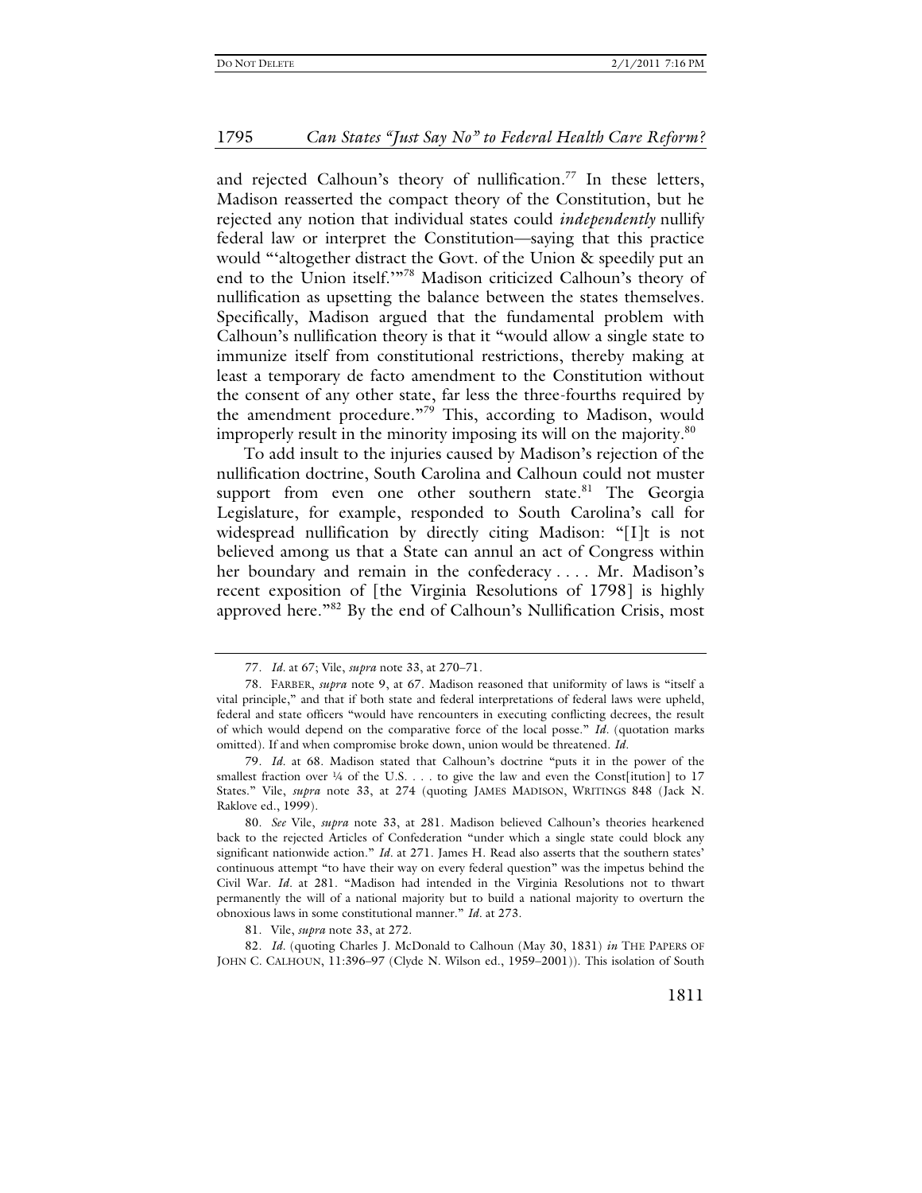and rejected Calhoun's theory of nullification.[77] In these letters, Madison reasserted the compact theory of the Constitution, but he rejected any notion that individual states could *independently* nullify federal law or interpret the Constitution—saying that this practice would "'altogether distract the Govt. of the Union & speedily put an end to the Union itself.'"[78] Madison criticized Calhoun's theory of nullification as upsetting the balance between the states themselves. Specifically, Madison argued that the fundamental problem with Calhoun's nullification theory is that it "would allow a single state to immunize itself from constitutional restrictions, thereby making at least a temporary de facto amendment to the Constitution without the consent of any other state, far less the three-fourths required by the amendment procedure."[79] This, according to Madison, would improperly result in the minority imposing its will on the majority.[80]

To add insult to the injuries caused by Madison's rejection of the nullification doctrine, South Carolina and Calhoun could not muster support from even one other southern state.[81] The Georgia Legislature, for example, responded to South Carolina's call for widespread nullification by directly citing Madison: "[I]t is not believed among us that a State can annul an act of Congress within her boundary and remain in the confederacy . . . . Mr. Madison's recent exposition of [the Virginia Resolutions of 1798] is highly approved here."[82] By the end of Calhoun's Nullification Crisis, most

---

77. *Id.* at 67; Vile, *supra* note 33, at 270–71.

78. FARBER, *supra* note 9, at 67. Madison reasoned that uniformity of laws is "itself a vital principle," and that if both state and federal interpretations of federal laws were upheld, federal and state officers "would have rencounters in executing conflicting decrees, the result of which would depend on the comparative force of the local posse." *Id.* (quotation marks omitted). If and when compromise broke down, union would be threatened. *Id.*

79. *Id.* at 68. Madison stated that Calhoun's doctrine "puts it in the power of the smallest fraction over ¼ of the U.S. . . . to give the law and even the Const[itution] to 17 States." Vile, *supra* note 33, at 274 (quoting JAMES MADISON, WRITINGS 848 (Jack N. Raklove ed., 1999).

80. *See* Vile, *supra* note 33, at 281. Madison believed Calhoun's theories hearkened back to the rejected Articles of Confederation "under which a single state could block any significant nationwide action." *Id.* at 271. James H. Read also asserts that the southern states' continuous attempt "to have their way on every federal question" was the impetus behind the Civil War. *Id.* at 281. "Madison had intended in the Virginia Resolutions not to thwart permanently the will of a national majority but to build a national majority to overturn the obnoxious laws in some constitutional manner." *Id.* at 273.

81. Vile, *supra* note 33, at 272.

82. *Id.* (quoting Charles J. McDonald to Calhoun (May 30, 1831) *in* THE PAPERS OF JOHN C. CALHOUN, 11:396–97 (Clyde N. Wilson ed., 1959–2001)). This isolation of South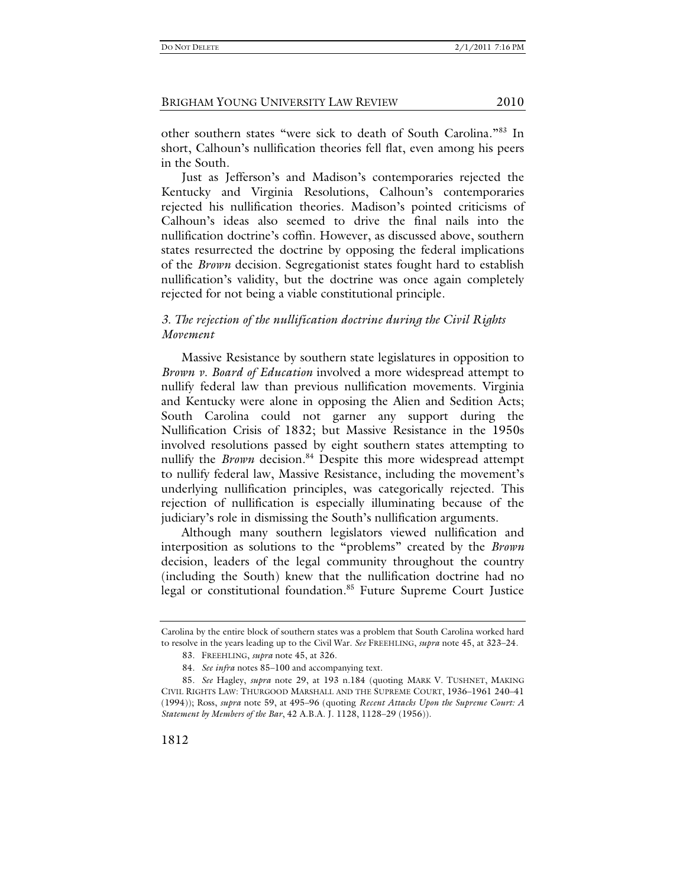other southern states "were sick to death of South Carolina."[83] In short, Calhoun's nullification theories fell flat, even among his peers in the South.

Just as Jefferson's and Madison's contemporaries rejected the Kentucky and Virginia Resolutions, Calhoun's contemporaries rejected his nullification theories. Madison's pointed criticisms of Calhoun's ideas also seemed to drive the final nails into the nullification doctrine's coffin. However, as discussed above, southern states resurrected the doctrine by opposing the federal implications of the *Brown* decision. Segregationist states fought hard to establish nullification's validity, but the doctrine was once again completely rejected for not being a viable constitutional principle.

### *3. The rejection of the nullification doctrine during the Civil Rights Movement*

Massive Resistance by southern state legislatures in opposition to *Brown v. Board of Education* involved a more widespread attempt to nullify federal law than previous nullification movements. Virginia and Kentucky were alone in opposing the Alien and Sedition Acts; South Carolina could not garner any support during the Nullification Crisis of 1832; but Massive Resistance in the 1950s involved resolutions passed by eight southern states attempting to nullify the *Brown* decision.[84] Despite this more widespread attempt to nullify federal law, Massive Resistance, including the movement's underlying nullification principles, was categorically rejected. This rejection of nullification is especially illuminating because of the judiciary's role in dismissing the South's nullification arguments.

Although many southern legislators viewed nullification and interposition as solutions to the "problems" created by the *Brown* decision, leaders of the legal community throughout the country (including the South) knew that the nullification doctrine had no legal or constitutional foundation.[85] Future Supreme Court Justice

---

Carolina by the entire block of southern states was a problem that South Carolina worked hard to resolve in the years leading up to the Civil War. *See* FREEHLING, *supra* note 45, at 323–24.

83. FREEHLING, *supra* note 45, at 326.

84. *See infra* notes 85–100 and accompanying text.

85. *See* Hagley, *supra* note 29, at 193 n.184 (quoting MARK V. TUSHNET, MAKING CIVIL RIGHTS LAW: THURGOOD MARSHALL AND THE SUPREME COURT, 1936–1961 240–41 (1994)); Ross, *supra* note 59, at 495–96 (quoting *Recent Attacks Upon the Supreme Court: A Statement by Members of the Bar*, 42 A.B.A. J. 1128, 1128–29 (1956)).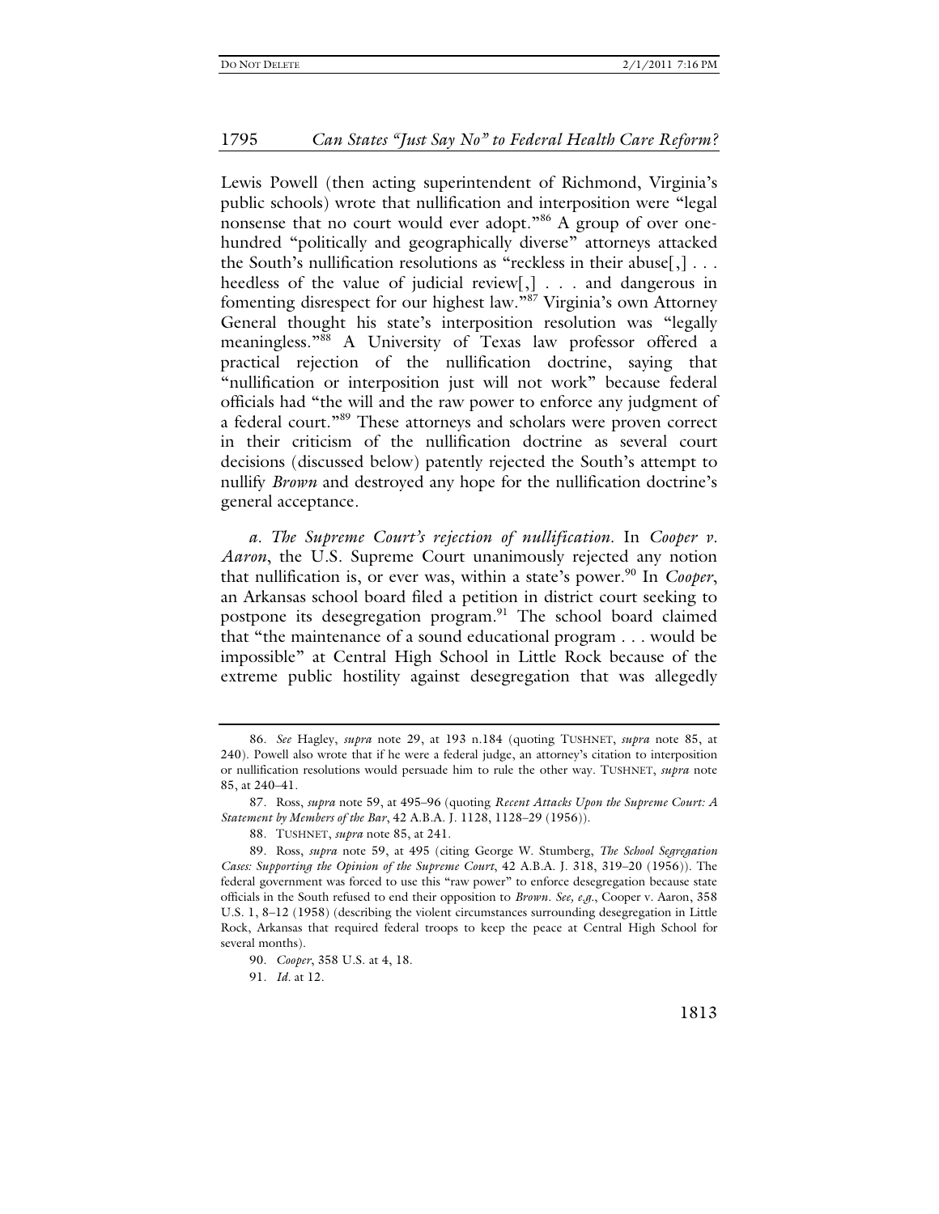Lewis Powell (then acting superintendent of Richmond, Virginia's public schools) wrote that nullification and interposition were "legal nonsense that no court would ever adopt."[86] A group of over one-hundred "politically and geographically diverse" attorneys attacked the South's nullification resolutions as "reckless in their abuse[,] . . . heedless of the value of judicial review[,] . . . and dangerous in fomenting disrespect for our highest law."[87] Virginia's own Attorney General thought his state's interposition resolution was "legally meaningless."[88] A University of Texas law professor offered a practical rejection of the nullification doctrine, saying that "nullification or interposition just will not work" because federal officials had "the will and the raw power to enforce any judgment of a federal court."[89] These attorneys and scholars were proven correct in their criticism of the nullification doctrine as several court decisions (discussed below) patently rejected the South's attempt to nullify *Brown* and destroyed any hope for the nullification doctrine's general acceptance.

*a. The Supreme Court's rejection of nullification.* In *Cooper v. Aaron*, the U.S. Supreme Court unanimously rejected any notion that nullification is, or ever was, within a state's power.[90] In *Cooper*, an Arkansas school board filed a petition in district court seeking to postpone its desegregation program.[91] The school board claimed that "the maintenance of a sound educational program . . . would be impossible" at Central High School in Little Rock because of the extreme public hostility against desegregation that was allegedly

---

86. *See* Hagley, *supra* note 29, at 193 n.184 (quoting TUSHNET, *supra* note 85, at 240). Powell also wrote that if he were a federal judge, an attorney's citation to interposition or nullification resolutions would persuade him to rule the other way. TUSHNET, *supra* note 85, at 240–41.

87. Ross, *supra* note 59, at 495–96 (quoting *Recent Attacks Upon the Supreme Court: A Statement by Members of the Bar*, 42 A.B.A. J. 1128, 1128–29 (1956)).

88. TUSHNET, *supra* note 85, at 241.

89. Ross, *supra* note 59, at 495 (citing George W. Stumberg, *The School Segregation Cases: Supporting the Opinion of the Supreme Court*, 42 A.B.A. J. 318, 319–20 (1956)). The federal government was forced to use this "raw power" to enforce desegregation because state officials in the South refused to end their opposition to *Brown*. *See, e.g.*, Cooper v. Aaron, 358 U.S. 1, 8–12 (1958) (describing the violent circumstances surrounding desegregation in Little Rock, Arkansas that required federal troops to keep the peace at Central High School for several months).

90. *Cooper*, 358 U.S. at 4, 18.

91. *Id.* at 12.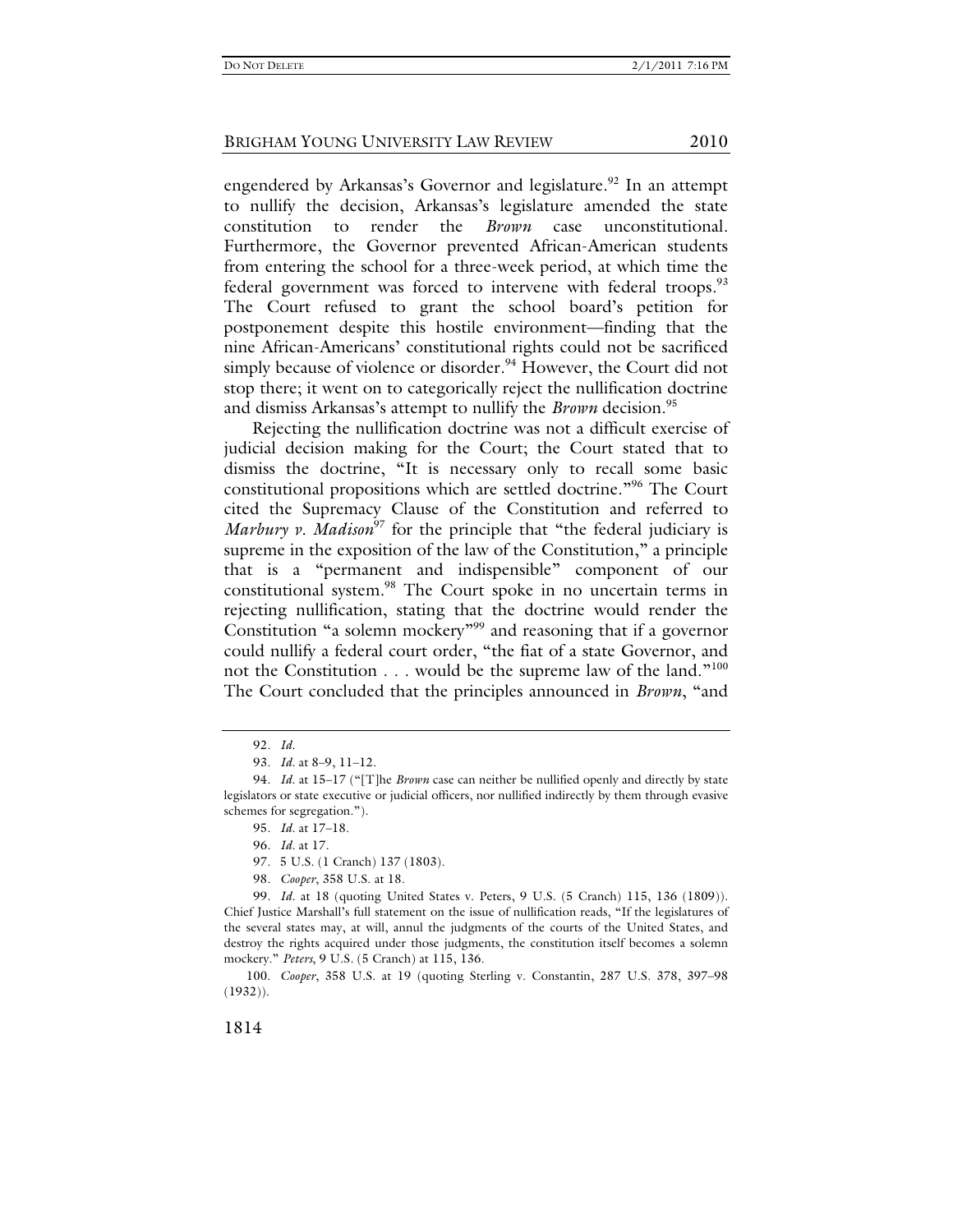engendered by Arkansas's Governor and legislature.[92] In an attempt to nullify the decision, Arkansas's legislature amended the state constitution to render the *Brown* case unconstitutional. Furthermore, the Governor prevented African-American students from entering the school for a three-week period, at which time the federal government was forced to intervene with federal troops.[93] The Court refused to grant the school board's petition for postponement despite this hostile environment—finding that the nine African-Americans' constitutional rights could not be sacrificed simply because of violence or disorder.[94] However, the Court did not stop there; it went on to categorically reject the nullification doctrine and dismiss Arkansas's attempt to nullify the *Brown* decision.[95]

Rejecting the nullification doctrine was not a difficult exercise of judicial decision making for the Court; the Court stated that to dismiss the doctrine, "It is necessary only to recall some basic constitutional propositions which are settled doctrine."[96] The Court cited the Supremacy Clause of the Constitution and referred to *Marbury v. Madison*[97] for the principle that "the federal judiciary is supreme in the exposition of the law of the Constitution," a principle that is a "permanent and indispensible" component of our constitutional system.[98] The Court spoke in no uncertain terms in rejecting nullification, stating that the doctrine would render the Constitution "a solemn mockery"[99] and reasoning that if a governor could nullify a federal court order, "the fiat of a state Governor, and not the Constitution . . . would be the supreme law of the land."[100] The Court concluded that the principles announced in *Brown*, "and

---

92. *Id.*

93. *Id.* at 8–9, 11–12.

94. *Id.* at 15–17 ("[T]he *Brown* case can neither be nullified openly and directly by state legislators or state executive or judicial officers, nor nullified indirectly by them through evasive schemes for segregation.").

95. *Id.* at 17–18.

96. *Id.* at 17.

97. 5 U.S. (1 Cranch) 137 (1803).

98. *Cooper*, 358 U.S. at 18.

99. *Id.* at 18 (quoting United States v. Peters, 9 U.S. (5 Cranch) 115, 136 (1809)). Chief Justice Marshall's full statement on the issue of nullification reads, "If the legislatures of the several states may, at will, annul the judgments of the courts of the United States, and destroy the rights acquired under those judgments, the constitution itself becomes a solemn mockery." *Peters*, 9 U.S. (5 Cranch) at 115, 136.

100. *Cooper*, 358 U.S. at 19 (quoting Sterling v. Constantin, 287 U.S. 378, 397–98 (1932)).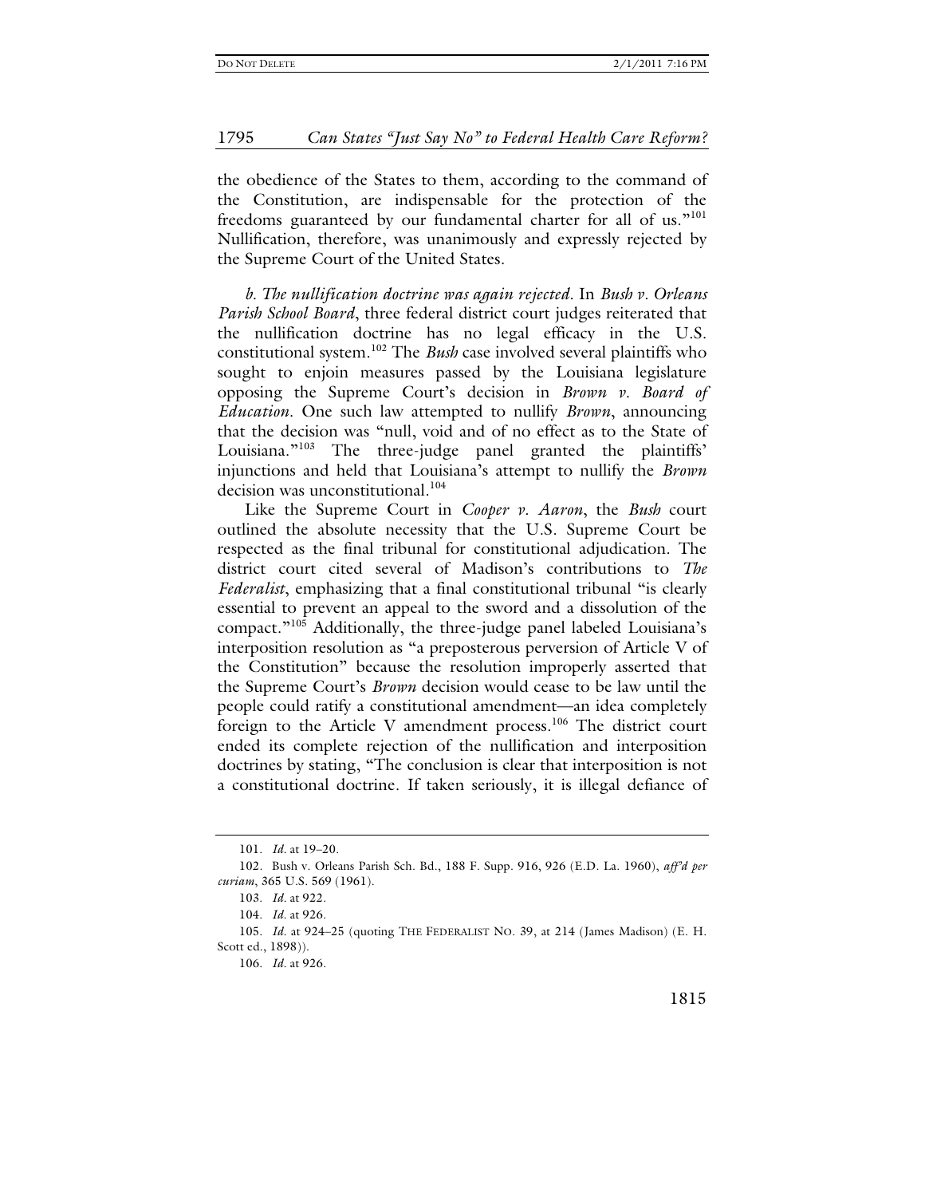the obedience of the States to them, according to the command of the Constitution, are indispensable for the protection of the freedoms guaranteed by our fundamental charter for all of us."[101] Nullification, therefore, was unanimously and expressly rejected by the Supreme Court of the United States.

*b. The nullification doctrine was again rejected*. In *Bush v. Orleans Parish School Board*, three federal district court judges reiterated that the nullification doctrine has no legal efficacy in the U.S. constitutional system.[102] The *Bush* case involved several plaintiffs who sought to enjoin measures passed by the Louisiana legislature opposing the Supreme Court's decision in *Brown v. Board of Education*. One such law attempted to nullify *Brown*, announcing that the decision was "null, void and of no effect as to the State of Louisiana."[103] The three-judge panel granted the plaintiffs' injunctions and held that Louisiana's attempt to nullify the *Brown* decision was unconstitutional.[104]

Like the Supreme Court in *Cooper v. Aaron*, the *Bush* court outlined the absolute necessity that the U.S. Supreme Court be respected as the final tribunal for constitutional adjudication. The district court cited several of Madison's contributions to *The Federalist*, emphasizing that a final constitutional tribunal "is clearly essential to prevent an appeal to the sword and a dissolution of the compact."[105] Additionally, the three-judge panel labeled Louisiana's interposition resolution as "a preposterous perversion of Article V of the Constitution" because the resolution improperly asserted that the Supreme Court's *Brown* decision would cease to be law until the people could ratify a constitutional amendment—an idea completely foreign to the Article V amendment process.[106] The district court ended its complete rejection of the nullification and interposition doctrines by stating, "The conclusion is clear that interposition is not a constitutional doctrine. If taken seriously, it is illegal defiance of

---

101. *Id.* at 19–20.

102. Bush v. Orleans Parish Sch. Bd., 188 F. Supp. 916, 926 (E.D. La. 1960), *aff'd per curiam*, 365 U.S. 569 (1961).

103. *Id.* at 922.

104. *Id.* at 926.

105. *Id.* at 924–25 (quoting THE FEDERALIST NO. 39, at 214 (James Madison) (E. H. Scott ed., 1898)).

106. *Id.* at 926.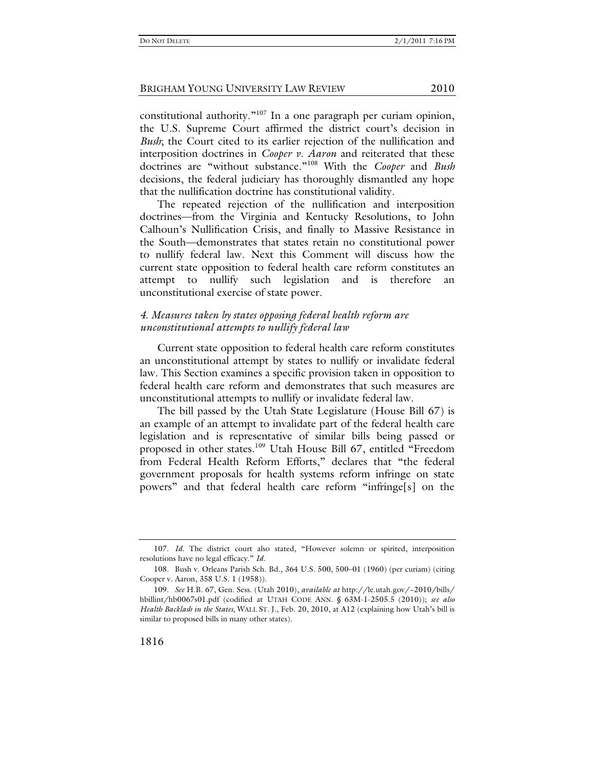constitutional authority."[107] In a one paragraph per curiam opinion, the U.S. Supreme Court affirmed the district court's decision in *Bush*; the Court cited to its earlier rejection of the nullification and interposition doctrines in *Cooper v. Aaron* and reiterated that these doctrines are "without substance."[108] With the *Cooper* and *Bush* decisions, the federal judiciary has thoroughly dismantled any hope that the nullification doctrine has constitutional validity.

The repeated rejection of the nullification and interposition doctrines—from the Virginia and Kentucky Resolutions, to John Calhoun's Nullification Crisis, and finally to Massive Resistance in the South—demonstrates that states retain no constitutional power to nullify federal law. Next this Comment will discuss how the current state opposition to federal health care reform constitutes an attempt to nullify such legislation and is therefore an unconstitutional exercise of state power.

### *4. Measures taken by states opposing federal health reform are unconstitutional attempts to nullify federal law*

Current state opposition to federal health care reform constitutes an unconstitutional attempt by states to nullify or invalidate federal law. This Section examines a specific provision taken in opposition to federal health care reform and demonstrates that such measures are unconstitutional attempts to nullify or invalidate federal law.

The bill passed by the Utah State Legislature (House Bill 67) is an example of an attempt to invalidate part of the federal health care legislation and is representative of similar bills being passed or proposed in other states.[109] Utah House Bill 67, entitled "Freedom from Federal Health Reform Efforts," declares that "the federal government proposals for health systems reform infringe on state powers" and that federal health care reform "infringe[s] on the

---

107. *Id.* The district court also stated, "However solemn or spirited, interposition resolutions have no legal efficacy." *Id.*

108. Bush v. Orleans Parish Sch. Bd., 364 U.S. 500, 500–01 (1960) (per curiam) (citing Cooper v. Aaron, 358 U.S. 1 (1958)).

109. *See* H.B. 67, Gen. Sess. (Utah 2010), *available at* http://le.utah.gov/~2010/bills/hbillint/hb0067s01.pdf (codified at UTAH CODE ANN. § 63M-1-2505.5 (2010)); *see also* *Health Backlash in the States*, WALL ST. J., Feb. 20, 2010, at A12 (explaining how Utah's bill is similar to proposed bills in many other states).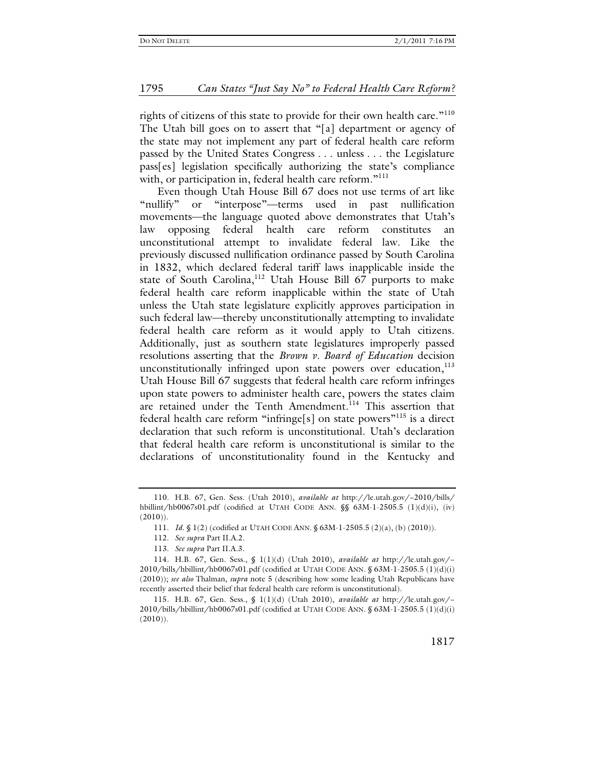rights of citizens of this state to provide for their own health care."[110] The Utah bill goes on to assert that "[a] department or agency of the state may not implement any part of federal health care reform passed by the United States Congress . . . unless . . . the Legislature pass[es] legislation specifically authorizing the state's compliance with, or participation in, federal health care reform."[111]

Even though Utah House Bill 67 does not use terms of art like "nullify" or "interpose"—terms used in past nullification movements—the language quoted above demonstrates that Utah's law opposing federal health care reform constitutes an unconstitutional attempt to invalidate federal law. Like the previously discussed nullification ordinance passed by South Carolina in 1832, which declared federal tariff laws inapplicable inside the state of South Carolina,[112] Utah House Bill 67 purports to make federal health care reform inapplicable within the state of Utah unless the Utah state legislature explicitly approves participation in such federal law—thereby unconstitutionally attempting to invalidate federal health care reform as it would apply to Utah citizens. Additionally, just as southern state legislatures improperly passed resolutions asserting that the *Brown v. Board of Education* decision unconstitutionally infringed upon state powers over education,[113] Utah House Bill 67 suggests that federal health care reform infringes upon state powers to administer health care, powers the states claim are retained under the Tenth Amendment.[114] This assertion that federal health care reform "infringe[s] on state powers"[115] is a direct declaration that such reform is unconstitutional. Utah's declaration that federal health care reform is unconstitutional is similar to the declarations of unconstitutionality found in the Kentucky and

---

110. H.B. 67, Gen. Sess. (Utah 2010), *available at* http://le.utah.gov/~2010/bills/hbillint/hb0067s01.pdf (codified at UTAH CODE ANN. §§ 63M-1-2505.5 (1)(d)(i), (iv) (2010)).

111. *Id.* § 1(2) (codified at UTAH CODE ANN. § 63M-1-2505.5 (2)(a), (b) (2010)).

112. *See supra* Part II.A.2.

113. *See supra* Part II.A.3.

114. H.B. 67, Gen. Sess., § 1(1)(d) (Utah 2010), *available at* http://le.utah.gov/~2010/bills/hbillint/hb0067s01.pdf (codified at UTAH CODE ANN. § 63M-1-2505.5 (1)(d)(i) (2010)); *see also* Thalman, *supra* note 5 (describing how some leading Utah Republicans have recently asserted their belief that federal health care reform is unconstitutional).

115. H.B. 67, Gen. Sess., § 1(1)(d) (Utah 2010), *available at* http://le.utah.gov/~2010/bills/hbillint/hb0067s01.pdf (codified at UTAH CODE ANN. § 63M-1-2505.5 (1)(d)(i) (2010)).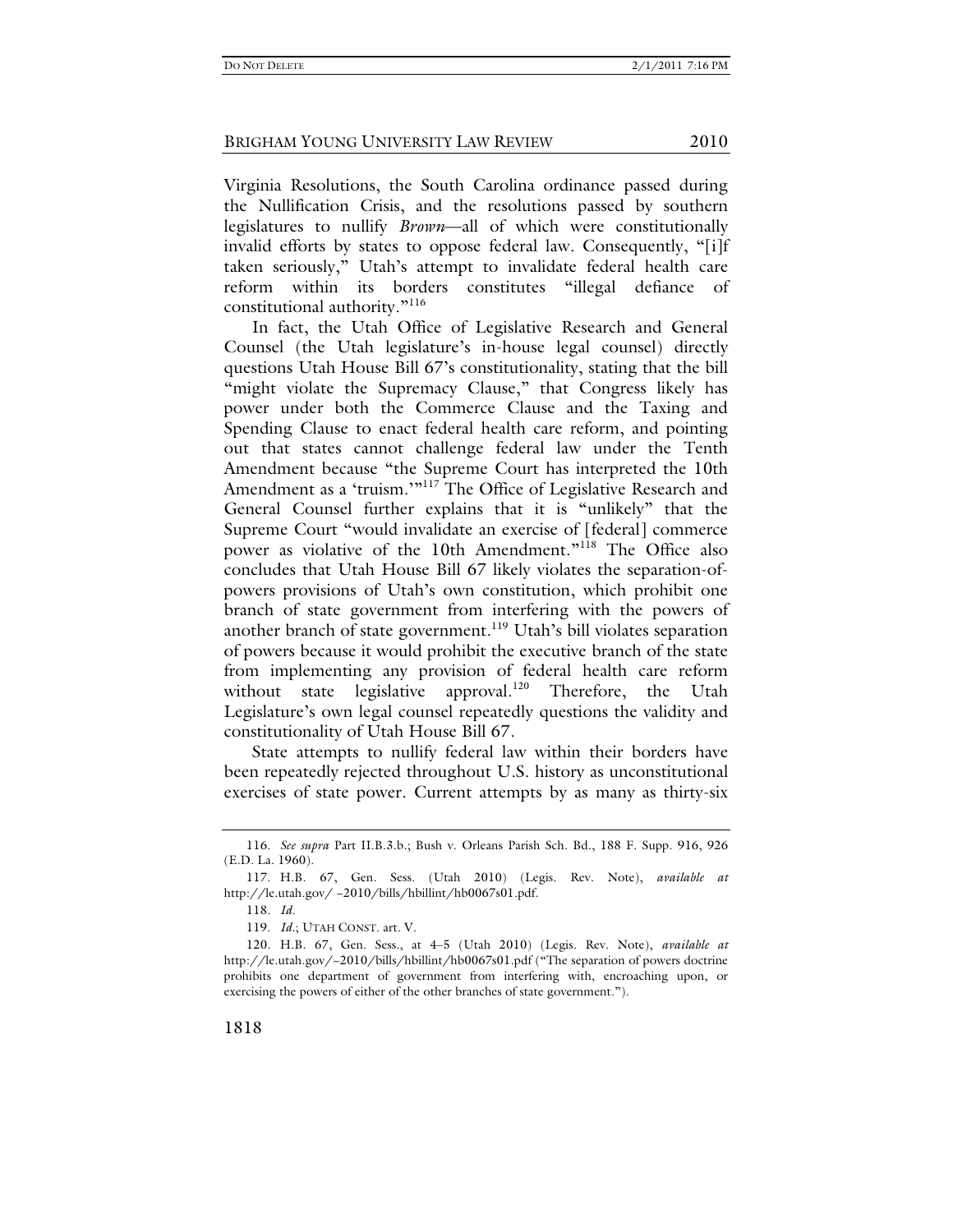Virginia Resolutions, the South Carolina ordinance passed during the Nullification Crisis, and the resolutions passed by southern legislatures to nullify *Brown*—all of which were constitutionally invalid efforts by states to oppose federal law. Consequently, "[i]f taken seriously," Utah's attempt to invalidate federal health care reform within its borders constitutes "illegal defiance of constitutional authority."[116]

In fact, the Utah Office of Legislative Research and General Counsel (the Utah legislature's in-house legal counsel) directly questions Utah House Bill 67's constitutionality, stating that the bill "might violate the Supremacy Clause," that Congress likely has power under both the Commerce Clause and the Taxing and Spending Clause to enact federal health care reform, and pointing out that states cannot challenge federal law under the Tenth Amendment because "the Supreme Court has interpreted the 10th Amendment as a 'truism.'"[117] The Office of Legislative Research and General Counsel further explains that it is "unlikely" that the Supreme Court "would invalidate an exercise of [federal] commerce power as violative of the 10th Amendment."[118] The Office also concludes that Utah House Bill 67 likely violates the separation-of-powers provisions of Utah's own constitution, which prohibit one branch of state government from interfering with the powers of another branch of state government.[119] Utah's bill violates separation of powers because it would prohibit the executive branch of the state from implementing any provision of federal health care reform without state legislative approval.[120] Therefore, the Utah Legislature's own legal counsel repeatedly questions the validity and constitutionality of Utah House Bill 67.

State attempts to nullify federal law within their borders have been repeatedly rejected throughout U.S. history as unconstitutional exercises of state power. Current attempts by as many as thirty-six

---

116. *See supra* Part II.B.3.b.; Bush v. Orleans Parish Sch. Bd., 188 F. Supp. 916, 926 (E.D. La. 1960).

117. H.B. 67, Gen. Sess. (Utah 2010) (Legis. Rev. Note), *available at* http://le.utah.gov/~2010/bills/hbillint/hb0067s01.pdf.

118. *Id.*

119. *Id.*; UTAH CONST. art. V.

120. H.B. 67, Gen. Sess., at 4–5 (Utah 2010) (Legis. Rev. Note), *available at* http://le.utah.gov/~2010/bills/hbillint/hb0067s01.pdf ("The separation of powers doctrine prohibits one department of government from interfering with, encroaching upon, or exercising the powers of either of the other branches of state government.").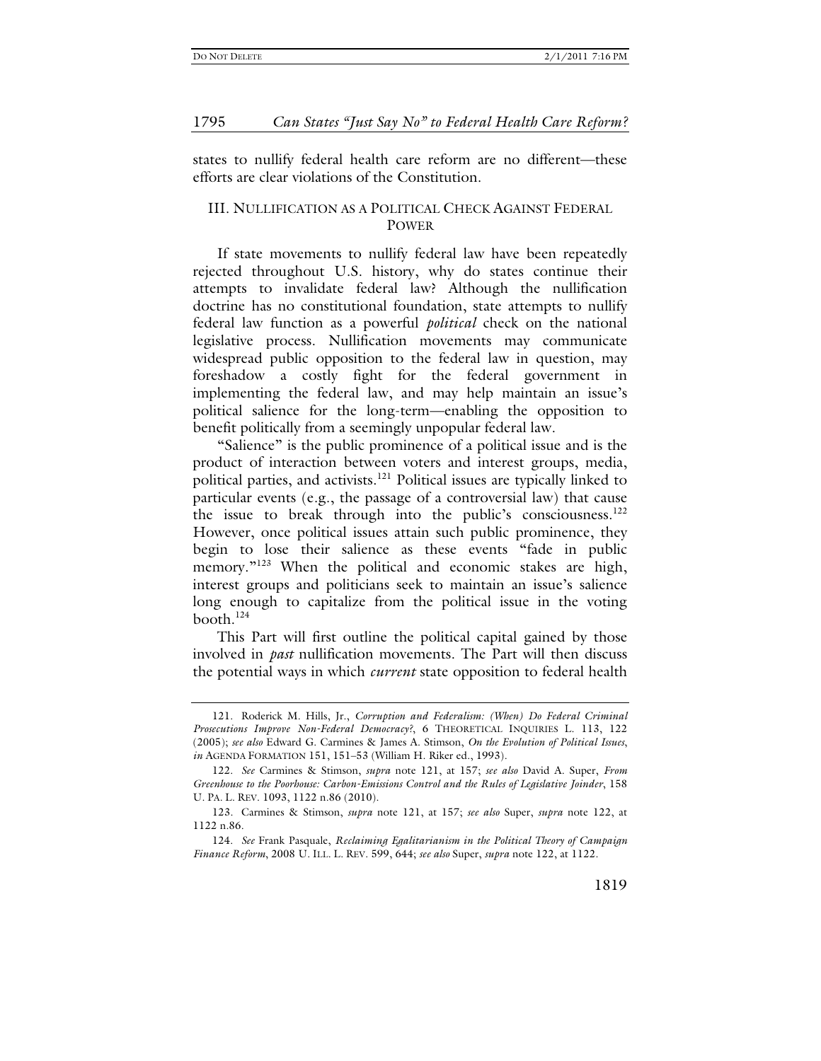states to nullify federal health care reform are no different—these efforts are clear violations of the Constitution.

## III. NULLIFICATION AS A POLITICAL CHECK AGAINST FEDERAL POWER

If state movements to nullify federal law have been repeatedly rejected throughout U.S. history, why do states continue their attempts to invalidate federal law? Although the nullification doctrine has no constitutional foundation, state attempts to nullify federal law function as a powerful *political* check on the national legislative process. Nullification movements may communicate widespread public opposition to the federal law in question, may foreshadow a costly fight for the federal government in implementing the federal law, and may help maintain an issue's political salience for the long-term—enabling the opposition to benefit politically from a seemingly unpopular federal law.

"Salience" is the public prominence of a political issue and is the product of interaction between voters and interest groups, media, political parties, and activists.[121] Political issues are typically linked to particular events (e.g., the passage of a controversial law) that cause the issue to break through into the public's consciousness.[122] However, once political issues attain such public prominence, they begin to lose their salience as these events "fade in public memory."[123] When the political and economic stakes are high, interest groups and politicians seek to maintain an issue's salience long enough to capitalize from the political issue in the voting booth.[124]

This Part will first outline the political capital gained by those involved in *past* nullification movements. The Part will then discuss the potential ways in which *current* state opposition to federal health

---

121. Roderick M. Hills, Jr., *Corruption and Federalism: (When) Do Federal Criminal Prosecutions Improve Non-Federal Democracy?*, 6 THEORETICAL INQUIRIES L. 113, 122 (2005); *see also* Edward G. Carmines & James A. Stimson, *On the Evolution of Political Issues*, *in* AGENDA FORMATION 151, 151–53 (William H. Riker ed., 1993).

122. *See* Carmines & Stimson, *supra* note 121, at 157; *see also* David A. Super, *From Greenhouse to the Poorhouse: Carbon-Emissions Control and the Rules of Legislative Joinder*, 158 U. PA. L. REV. 1093, 1122 n.86 (2010).

123. Carmines & Stimson, *supra* note 121, at 157; *see also* Super, *supra* note 122, at 1122 n.86.

124. *See* Frank Pasquale, *Reclaiming Egalitarianism in the Political Theory of Campaign Finance Reform*, 2008 U. ILL. L. REV. 599, 644; *see also* Super, *supra* note 122, at 1122.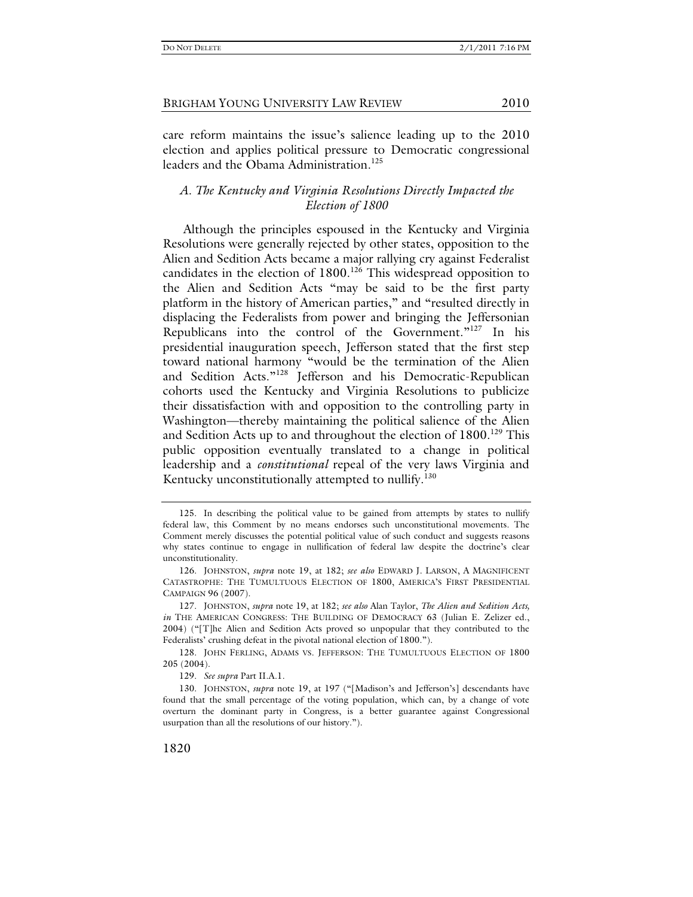care reform maintains the issue's salience leading up to the 2010 election and applies political pressure to Democratic congressional leaders and the Obama Administration.[125]

### *A. The Kentucky and Virginia Resolutions Directly Impacted the Election of 1800*

Although the principles espoused in the Kentucky and Virginia Resolutions were generally rejected by other states, opposition to the Alien and Sedition Acts became a major rallying cry against Federalist candidates in the election of 1800.[126] This widespread opposition to the Alien and Sedition Acts "may be said to be the first party platform in the history of American parties," and "resulted directly in displacing the Federalists from power and bringing the Jeffersonian Republicans into the control of the Government."[127] In his presidential inauguration speech, Jefferson stated that the first step toward national harmony "would be the termination of the Alien and Sedition Acts."[128] Jefferson and his Democratic-Republican cohorts used the Kentucky and Virginia Resolutions to publicize their dissatisfaction with and opposition to the controlling party in Washington—thereby maintaining the political salience of the Alien and Sedition Acts up to and throughout the election of 1800.[129] This public opposition eventually translated to a change in political leadership and a *constitutional* repeal of the very laws Virginia and Kentucky unconstitutionally attempted to nullify.[130]

---

125. In describing the political value to be gained from attempts by states to nullify federal law, this Comment by no means endorses such unconstitutional movements. The Comment merely discusses the potential political value of such conduct and suggests reasons why states continue to engage in nullification of federal law despite the doctrine's clear unconstitutionality.

126. JOHNSTON, *supra* note 19, at 182; *see also* EDWARD J. LARSON, A MAGNIFICENT CATASTROPHE: THE TUMULTUOUS ELECTION OF 1800, AMERICA'S FIRST PRESIDENTIAL CAMPAIGN 96 (2007).

127. JOHNSTON, *supra* note 19, at 182; *see also* Alan Taylor, *The Alien and Sedition Acts, in* THE AMERICAN CONGRESS: THE BUILDING OF DEMOCRACY 63 (Julian E. Zelizer ed., 2004) ("[T]he Alien and Sedition Acts proved so unpopular that they contributed to the Federalists' crushing defeat in the pivotal national election of 1800.").

128. JOHN FERLING, ADAMS VS. JEFFERSON: THE TUMULTUOUS ELECTION OF 1800 205 (2004).

129. *See supra* Part II.A.1.

130. JOHNSTON, *supra* note 19, at 197 ("[Madison's and Jefferson's] descendants have found that the small percentage of the voting population, which can, by a change of vote overturn the dominant party in Congress, is a better guarantee against Congressional usurpation than all the resolutions of our history.").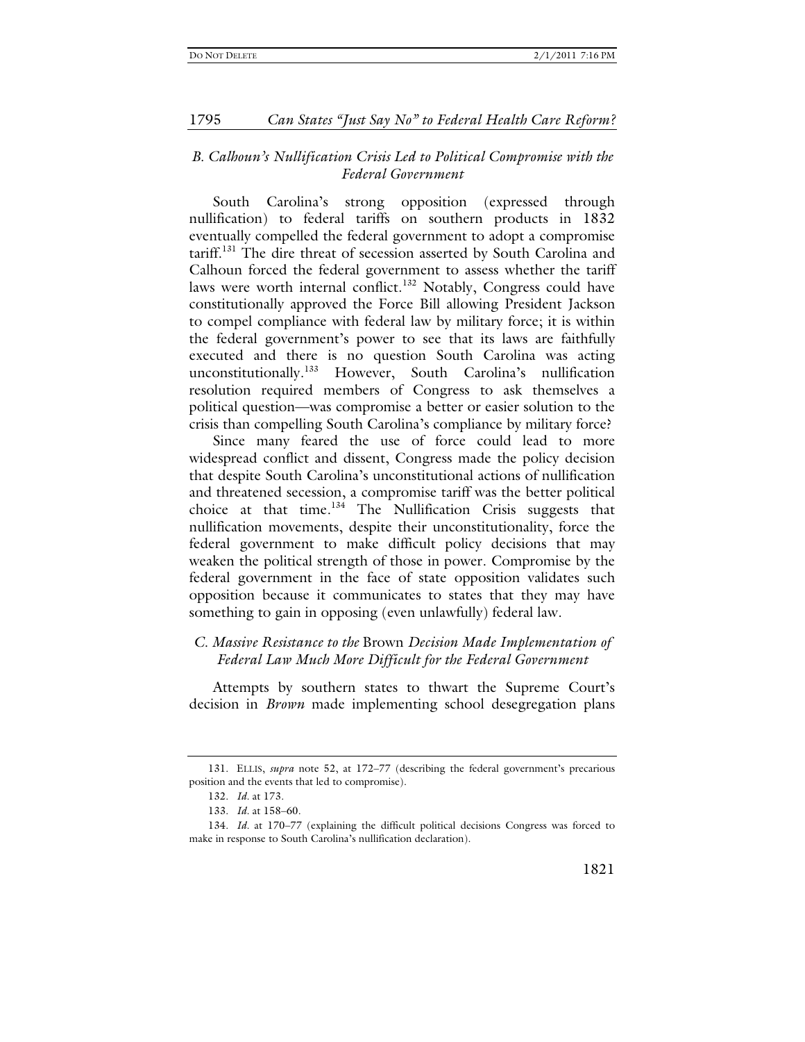### *B. Calhoun's Nullification Crisis Led to Political Compromise with the Federal Government*

South Carolina's strong opposition (expressed through nullification) to federal tariffs on southern products in 1832 eventually compelled the federal government to adopt a compromise tariff.[131] The dire threat of secession asserted by South Carolina and Calhoun forced the federal government to assess whether the tariff laws were worth internal conflict.[132] Notably, Congress could have constitutionally approved the Force Bill allowing President Jackson to compel compliance with federal law by military force; it is within the federal government's power to see that its laws are faithfully executed and there is no question South Carolina was acting unconstitutionally.[133] However, South Carolina's nullification resolution required members of Congress to ask themselves a political question—was compromise a better or easier solution to the crisis than compelling South Carolina's compliance by military force?

Since many feared the use of force could lead to more widespread conflict and dissent, Congress made the policy decision that despite South Carolina's unconstitutional actions of nullification and threatened secession, a compromise tariff was the better political choice at that time.[134] The Nullification Crisis suggests that nullification movements, despite their unconstitutionality, force the federal government to make difficult policy decisions that may weaken the political strength of those in power. Compromise by the federal government in the face of state opposition validates such opposition because it communicates to states that they may have something to gain in opposing (even unlawfully) federal law.

### *C. Massive Resistance to the* Brown *Decision Made Implementation of Federal Law Much More Difficult for the Federal Government*

Attempts by southern states to thwart the Supreme Court's decision in *Brown* made implementing school desegregation plans

---

131. ELLIS, *supra* note 52, at 172–77 (describing the federal government's precarious position and the events that led to compromise).

132. *Id.* at 173.

133. *Id.* at 158–60.

134. *Id.* at 170–77 (explaining the difficult political decisions Congress was forced to make in response to South Carolina's nullification declaration).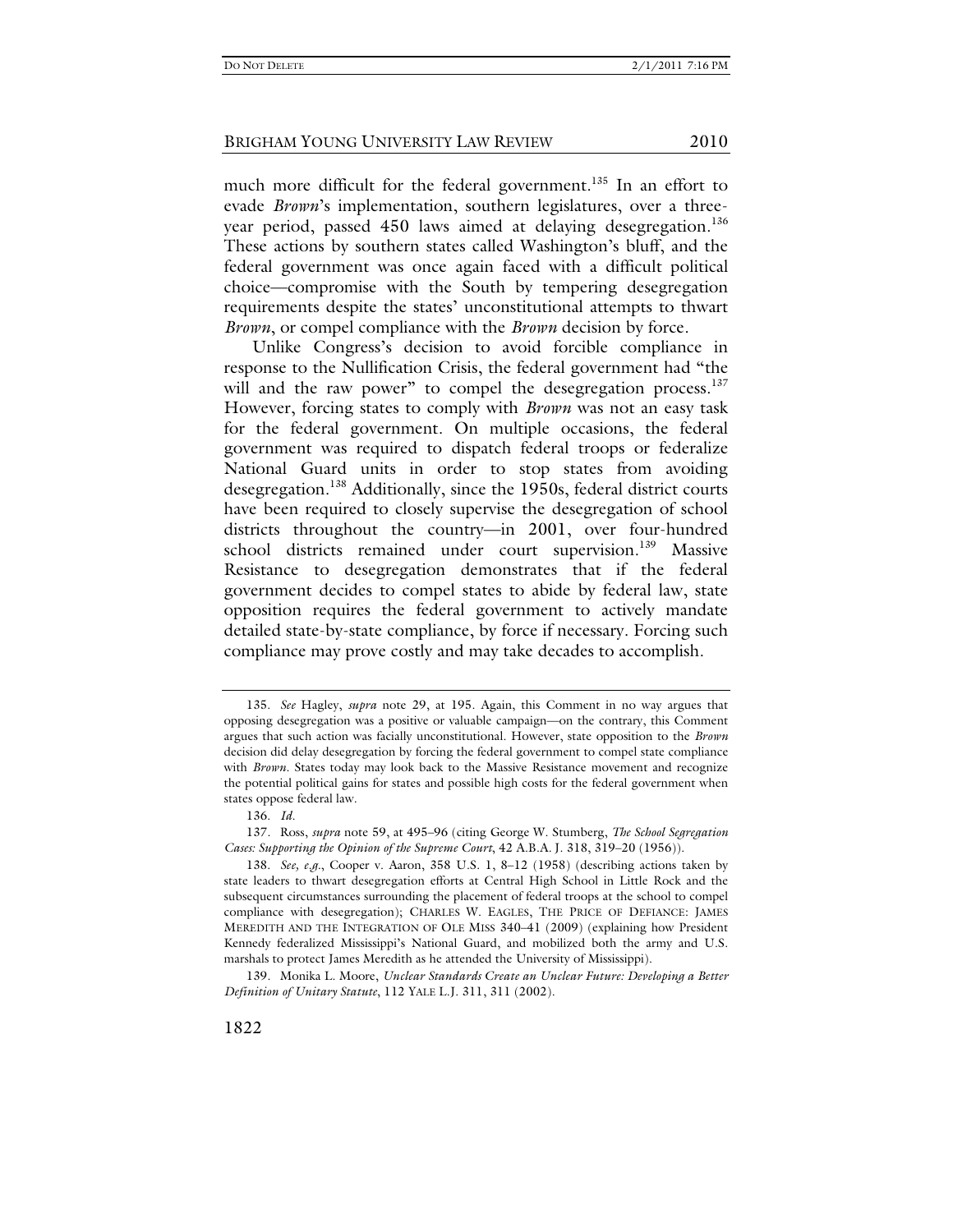much more difficult for the federal government.[135] In an effort to evade *Brown*'s implementation, southern legislatures, over a three-year period, passed 450 laws aimed at delaying desegregation.[136] These actions by southern states called Washington's bluff, and the federal government was once again faced with a difficult political choice—compromise with the South by tempering desegregation requirements despite the states' unconstitutional attempts to thwart *Brown*, or compel compliance with the *Brown* decision by force.

Unlike Congress's decision to avoid forcible compliance in response to the Nullification Crisis, the federal government had "the will and the raw power" to compel the desegregation process.[137] However, forcing states to comply with *Brown* was not an easy task for the federal government. On multiple occasions, the federal government was required to dispatch federal troops or federalize National Guard units in order to stop states from avoiding desegregation.[138] Additionally, since the 1950s, federal district courts have been required to closely supervise the desegregation of school districts throughout the country—in 2001, over four-hundred school districts remained under court supervision.[139] Massive Resistance to desegregation demonstrates that if the federal government decides to compel states to abide by federal law, state opposition requires the federal government to actively mandate detailed state-by-state compliance, by force if necessary. Forcing such compliance may prove costly and may take decades to accomplish.

---

135. *See* Hagley, *supra* note 29, at 195. Again, this Comment in no way argues that opposing desegregation was a positive or valuable campaign—on the contrary, this Comment argues that such action was facially unconstitutional. However, state opposition to the *Brown* decision did delay desegregation by forcing the federal government to compel state compliance with *Brown*. States today may look back to the Massive Resistance movement and recognize the potential political gains for states and possible high costs for the federal government when states oppose federal law.

136. *Id.*

137. Ross, *supra* note 59, at 495–96 (citing George W. Stumberg, *The School Segregation Cases: Supporting the Opinion of the Supreme Court*, 42 A.B.A. J. 318, 319–20 (1956)).

138. *See, e.g.*, Cooper v. Aaron, 358 U.S. 1, 8–12 (1958) (describing actions taken by state leaders to thwart desegregation efforts at Central High School in Little Rock and the subsequent circumstances surrounding the placement of federal troops at the school to compel compliance with desegregation); CHARLES W. EAGLES, THE PRICE OF DEFIANCE: JAMES MEREDITH AND THE INTEGRATION OF OLE MISS 340–41 (2009) (explaining how President Kennedy federalized Mississippi's National Guard, and mobilized both the army and U.S. marshals to protect James Meredith as he attended the University of Mississippi).

139. Monika L. Moore, *Unclear Standards Create an Unclear Future: Developing a Better Definition of Unitary Statute*, 112 YALE L.J. 311, 311 (2002).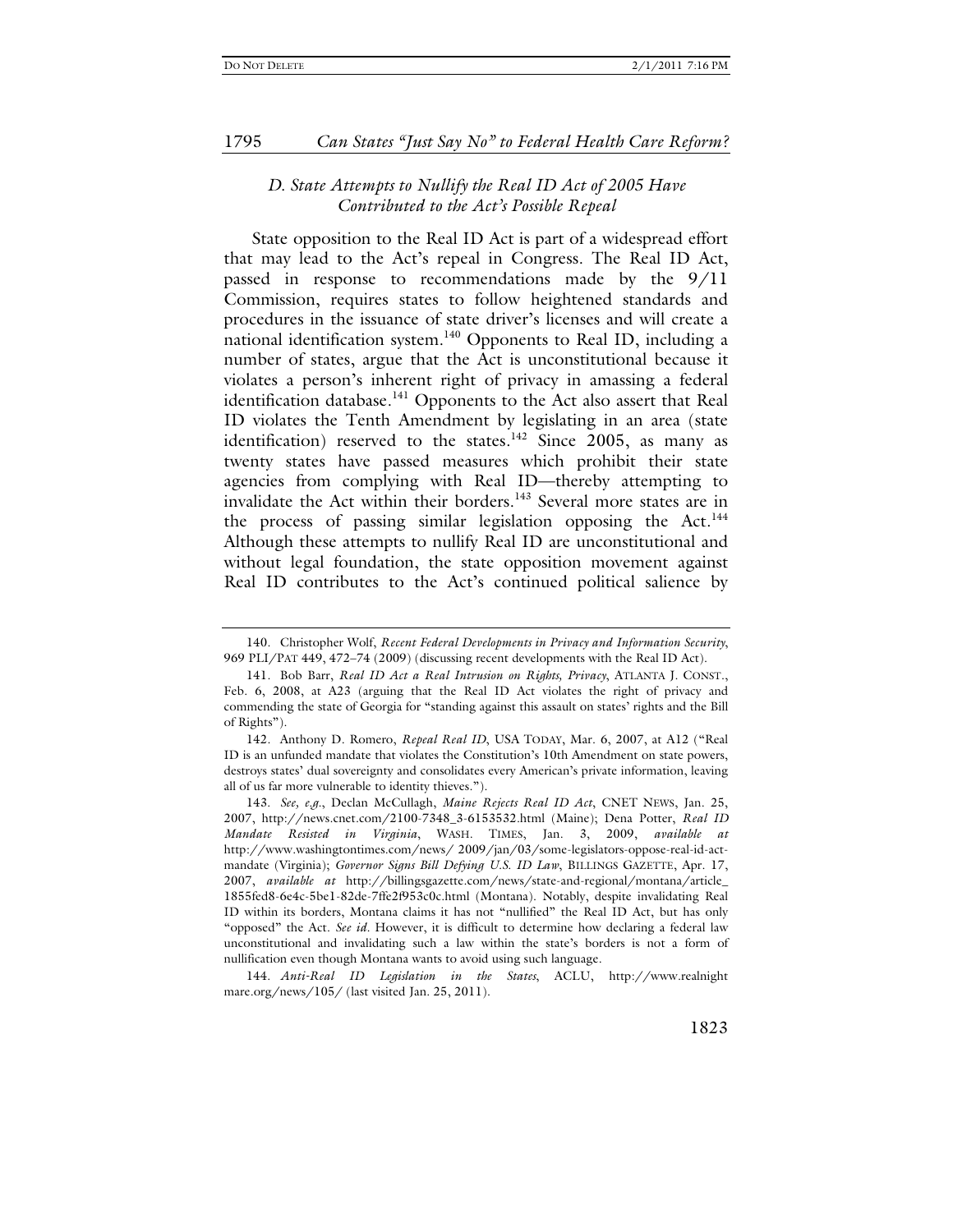### *D. State Attempts to Nullify the Real ID Act of 2005 Have Contributed to the Act's Possible Repeal*

State opposition to the Real ID Act is part of a widespread effort that may lead to the Act's repeal in Congress. The Real ID Act, passed in response to recommendations made by the 9/11 Commission, requires states to follow heightened standards and procedures in the issuance of state driver's licenses and will create a national identification system.[140] Opponents to Real ID, including a number of states, argue that the Act is unconstitutional because it violates a person's inherent right of privacy in amassing a federal identification database.[141] Opponents to the Act also assert that Real ID violates the Tenth Amendment by legislating in an area (state identification) reserved to the states.[142] Since 2005, as many as twenty states have passed measures which prohibit their state agencies from complying with Real ID—thereby attempting to invalidate the Act within their borders.[143] Several more states are in the process of passing similar legislation opposing the Act.[144] Although these attempts to nullify Real ID are unconstitutional and without legal foundation, the state opposition movement against Real ID contributes to the Act's continued political salience by

---

140. Christopher Wolf, *Recent Federal Developments in Privacy and Information Security*, 969 PLI/PAT 449, 472–74 (2009) (discussing recent developments with the Real ID Act).

141. Bob Barr, *Real ID Act a Real Intrusion on Rights, Privacy*, ATLANTA J. CONST., Feb. 6, 2008, at A23 (arguing that the Real ID Act violates the right of privacy and commending the state of Georgia for "standing against this assault on states' rights and the Bill of Rights").

142. Anthony D. Romero, *Repeal Real ID*, USA TODAY, Mar. 6, 2007, at A12 ("Real ID is an unfunded mandate that violates the Constitution's 10th Amendment on state powers, destroys states' dual sovereignty and consolidates every American's private information, leaving all of us far more vulnerable to identity thieves.").

143. *See, e.g.*, Declan McCullagh, *Maine Rejects Real ID Act*, CNET NEWS, Jan. 25, 2007, http://news.cnet.com/2100-7348_3-6153532.html (Maine); Dena Potter, *Real ID Mandate Resisted in Virginia*, WASH. TIMES, Jan. 3, 2009, *available at* http://www.washingtontimes.com/news/ 2009/jan/03/some-legislators-oppose-real-id-act-mandate (Virginia); *Governor Signs Bill Defying U.S. ID Law*, BILLINGS GAZETTE, Apr. 17, 2007, *available at* http://billingsgazette.com/news/state-and-regional/montana/article_1855fed8-6e4c-5be1-82de-7ffe2f953c0c.html (Montana). Notably, despite invalidating Real ID within its borders, Montana claims it has not "nullified" the Real ID Act, but has only "opposed" the Act. *See id.* However, it is difficult to determine how declaring a federal law unconstitutional and invalidating such a law within the state's borders is not a form of nullification even though Montana wants to avoid using such language.

144. *Anti-Real ID Legislation in the States*, ACLU, http://www.realnightmare.org/news/105/ (last visited Jan. 25, 2011).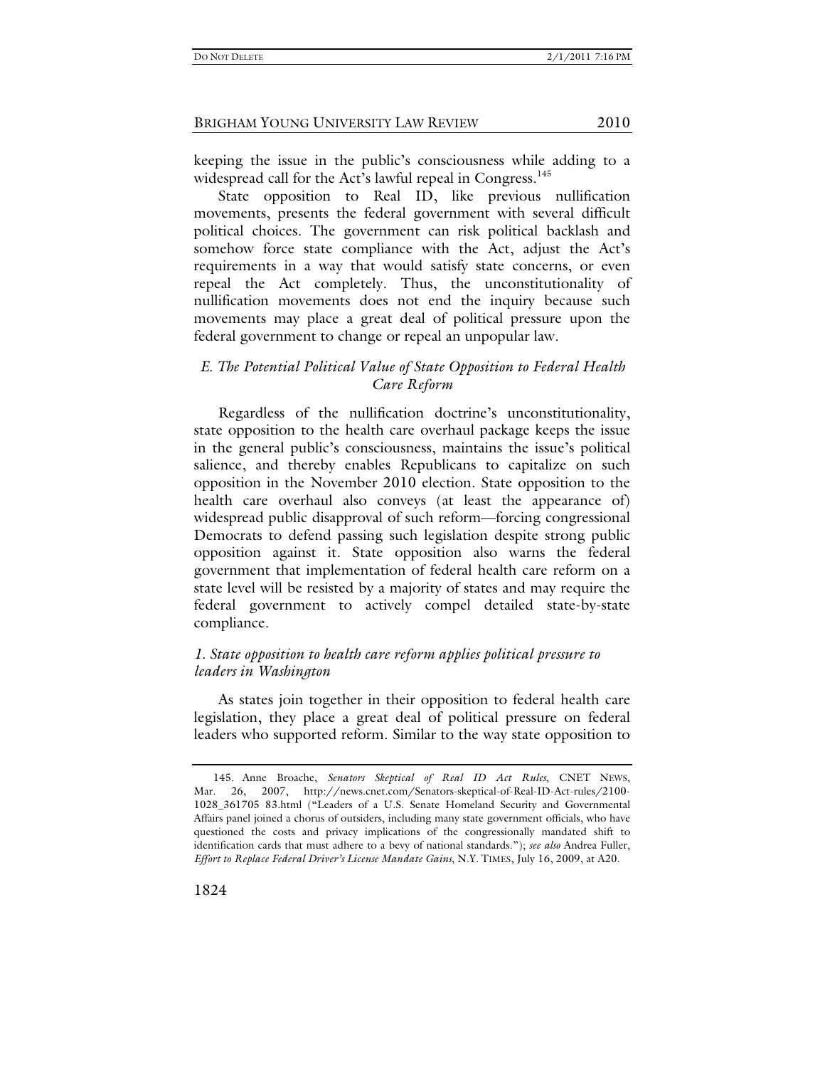keeping the issue in the public's consciousness while adding to a widespread call for the Act's lawful repeal in Congress.[145]

State opposition to Real ID, like previous nullification movements, presents the federal government with several difficult political choices. The government can risk political backlash and somehow force state compliance with the Act, adjust the Act's requirements in a way that would satisfy state concerns, or even repeal the Act completely. Thus, the unconstitutionality of nullification movements does not end the inquiry because such movements may place a great deal of political pressure upon the federal government to change or repeal an unpopular law.

### *E. The Potential Political Value of State Opposition to Federal Health Care Reform*

Regardless of the nullification doctrine's unconstitutionality, state opposition to the health care overhaul package keeps the issue in the general public's consciousness, maintains the issue's political salience, and thereby enables Republicans to capitalize on such opposition in the November 2010 election. State opposition to the health care overhaul also conveys (at least the appearance of) widespread public disapproval of such reform—forcing congressional Democrats to defend passing such legislation despite strong public opposition against it. State opposition also warns the federal government that implementation of federal health care reform on a state level will be resisted by a majority of states and may require the federal government to actively compel detailed state-by-state compliance.

#### *1. State opposition to health care reform applies political pressure to leaders in Washington*

As states join together in their opposition to federal health care legislation, they place a great deal of political pressure on federal leaders who supported reform. Similar to the way state opposition to

---

145. Anne Broache, *Senators Skeptical of Real ID Act Rules*, CNET NEWS, Mar. 26, 2007, http://news.cnet.com/Senators-skeptical-of-Real-ID-Act-rules/2100-1028_361705 83.html ("Leaders of a U.S. Senate Homeland Security and Governmental Affairs panel joined a chorus of outsiders, including many state government officials, who have questioned the costs and privacy implications of the congressionally mandated shift to identification cards that must adhere to a bevy of national standards."); *see also* Andrea Fuller, *Effort to Replace Federal Driver's License Mandate Gains*, N.Y. TIMES, July 16, 2009, at A20.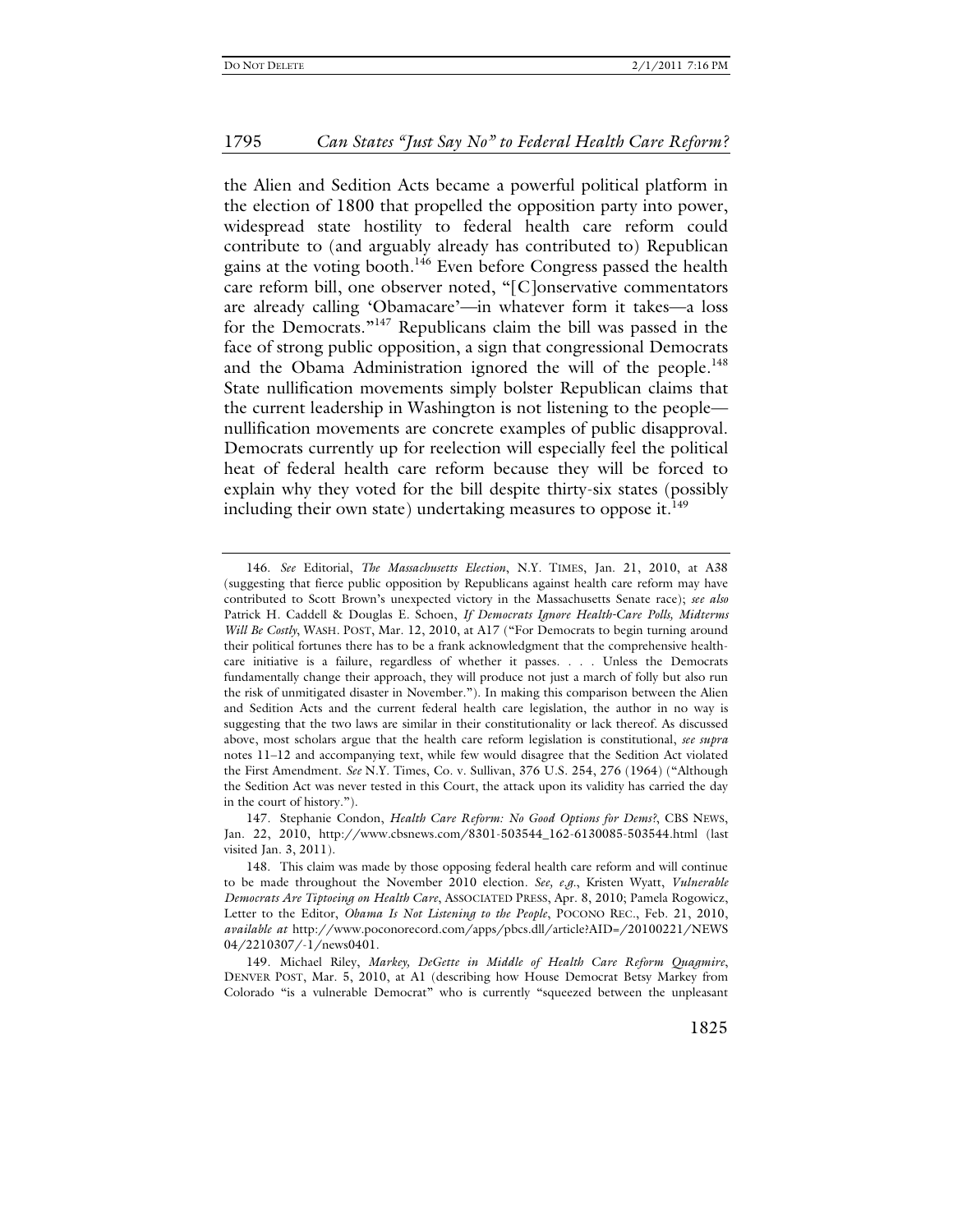the Alien and Sedition Acts became a powerful political platform in the election of 1800 that propelled the opposition party into power, widespread state hostility to federal health care reform could contribute to (and arguably already has contributed to) Republican gains at the voting booth.[146] Even before Congress passed the health care reform bill, one observer noted, "[C]onservative commentators are already calling 'Obamacare'—in whatever form it takes—a loss for the Democrats."[147] Republicans claim the bill was passed in the face of strong public opposition, a sign that congressional Democrats and the Obama Administration ignored the will of the people.[148] State nullification movements simply bolster Republican claims that the current leadership in Washington is not listening to the people—nullification movements are concrete examples of public disapproval. Democrats currently up for reelection will especially feel the political heat of federal health care reform because they will be forced to explain why they voted for the bill despite thirty-six states (possibly including their own state) undertaking measures to oppose it.[149]

---

146. *See* Editorial, *The Massachusetts Election*, N.Y. TIMES, Jan. 21, 2010, at A38 (suggesting that fierce public opposition by Republicans against health care reform may have contributed to Scott Brown's unexpected victory in the Massachusetts Senate race); *see also* Patrick H. Caddell & Douglas E. Schoen, *If Democrats Ignore Health-Care Polls, Midterms Will Be Costly*, WASH. POST, Mar. 12, 2010, at A17 ("For Democrats to begin turning around their political fortunes there has to be a frank acknowledgment that the comprehensive health-care initiative is a failure, regardless of whether it passes. . . . Unless the Democrats fundamentally change their approach, they will produce not just a march of folly but also run the risk of unmitigated disaster in November."). In making this comparison between the Alien and Sedition Acts and the current federal health care legislation, the author in no way is suggesting that the two laws are similar in their constitutionality or lack thereof. As discussed above, most scholars argue that the health care reform legislation is constitutional, *see supra* notes 11–12 and accompanying text, while few would disagree that the Sedition Act violated the First Amendment. *See* N.Y. Times, Co. v. Sullivan, 376 U.S. 254, 276 (1964) ("Although the Sedition Act was never tested in this Court, the attack upon its validity has carried the day in the court of history.").

147. Stephanie Condon, *Health Care Reform: No Good Options for Dems?*, CBS NEWS, Jan. 22, 2010, http://www.cbsnews.com/8301-503544_162-6130085-503544.html (last visited Jan. 3, 2011).

148. This claim was made by those opposing federal health care reform and will continue to be made throughout the November 2010 election. *See, e.g.*, Kristen Wyatt, *Vulnerable Democrats Are Tiptoeing on Health Care*, ASSOCIATED PRESS, Apr. 8, 2010; Pamela Rogowicz, Letter to the Editor, *Obama Is Not Listening to the People*, POCONO REC., Feb. 21, 2010, *available at* http://www.poconorecord.com/apps/pbcs.dll/article?AID=/20100221/NEWS04/2210307/-1/news0401.

149. Michael Riley, *Markey, DeGette in Middle of Health Care Reform Quagmire*, DENVER POST, Mar. 5, 2010, at A1 (describing how House Democrat Betsy Markey from Colorado "is a vulnerable Democrat" who is currently "squeezed between the unpleasant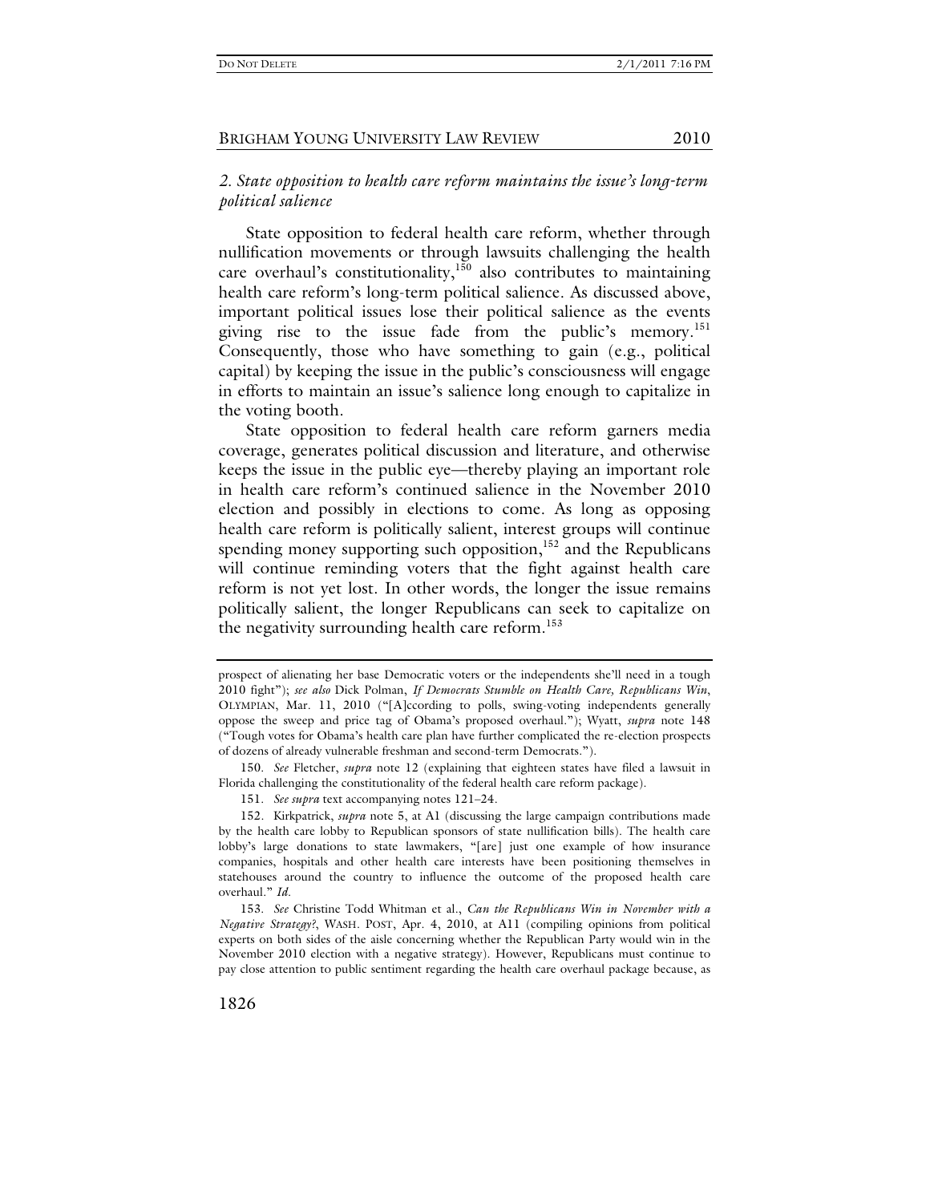### *2. State opposition to health care reform maintains the issue's long-term political salience*

State opposition to federal health care reform, whether through nullification movements or through lawsuits challenging the health care overhaul's constitutionality,[150] also contributes to maintaining health care reform's long-term political salience. As discussed above, important political issues lose their political salience as the events giving rise to the issue fade from the public's memory.[151] Consequently, those who have something to gain (e.g., political capital) by keeping the issue in the public's consciousness will engage in efforts to maintain an issue's salience long enough to capitalize in the voting booth.

State opposition to federal health care reform garners media coverage, generates political discussion and literature, and otherwise keeps the issue in the public eye—thereby playing an important role in health care reform's continued salience in the November 2010 election and possibly in elections to come. As long as opposing health care reform is politically salient, interest groups will continue spending money supporting such opposition,[152] and the Republicans will continue reminding voters that the fight against health care reform is not yet lost. In other words, the longer the issue remains politically salient, the longer Republicans can seek to capitalize on the negativity surrounding health care reform.[153]

---

prospect of alienating her base Democratic voters or the independents she'll need in a tough 2010 fight"); *see also* Dick Polman, *If Democrats Stumble on Health Care, Republicans Win*, OLYMPIAN, Mar. 11, 2010 ("[A]ccording to polls, swing-voting independents generally oppose the sweep and price tag of Obama's proposed overhaul."); Wyatt, *supra* note 148 ("Tough votes for Obama's health care plan have further complicated the re-election prospects of dozens of already vulnerable freshman and second-term Democrats.").

150. *See* Fletcher, *supra* note 12 (explaining that eighteen states have filed a lawsuit in Florida challenging the constitutionality of the federal health care reform package).

151. *See supra* text accompanying notes 121–24.

152. Kirkpatrick, *supra* note 5, at A1 (discussing the large campaign contributions made by the health care lobby to Republican sponsors of state nullification bills). The health care lobby's large donations to state lawmakers, "[are] just one example of how insurance companies, hospitals and other health care interests have been positioning themselves in statehouses around the country to influence the outcome of the proposed health care overhaul." *Id.*

153. *See* Christine Todd Whitman et al., *Can the Republicans Win in November with a Negative Strategy?*, WASH. POST, Apr. 4, 2010, at A11 (compiling opinions from political experts on both sides of the aisle concerning whether the Republican Party would win in the November 2010 election with a negative strategy). However, Republicans must continue to pay close attention to public sentiment regarding the health care overhaul package because, as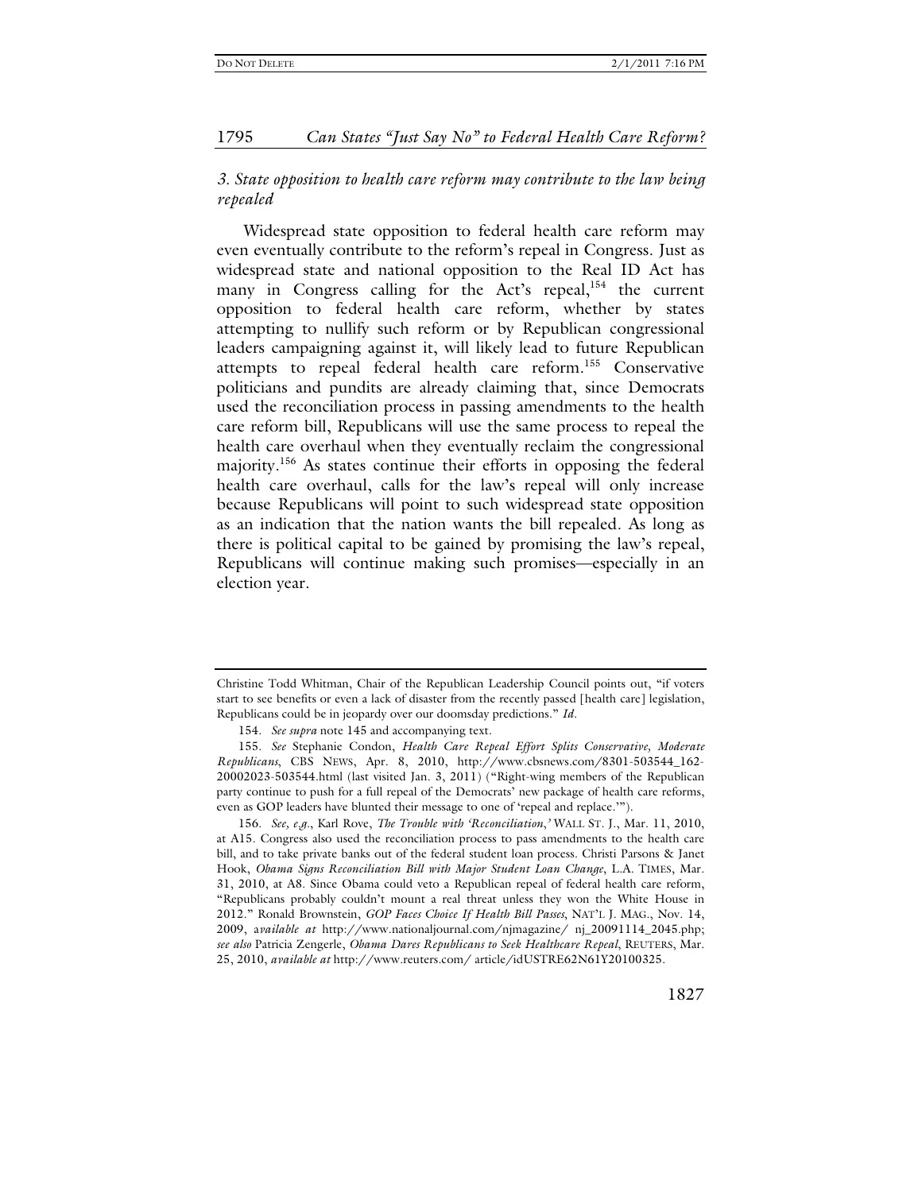### *3. State opposition to health care reform may contribute to the law being repealed*

Widespread state opposition to federal health care reform may even eventually contribute to the reform's repeal in Congress. Just as widespread state and national opposition to the Real ID Act has many in Congress calling for the Act's repeal,[154] the current opposition to federal health care reform, whether by states attempting to nullify such reform or by Republican congressional leaders campaigning against it, will likely lead to future Republican attempts to repeal federal health care reform.[155] Conservative politicians and pundits are already claiming that, since Democrats used the reconciliation process in passing amendments to the health care reform bill, Republicans will use the same process to repeal the health care overhaul when they eventually reclaim the congressional majority.[156] As states continue their efforts in opposing the federal health care overhaul, calls for the law's repeal will only increase because Republicans will point to such widespread state opposition as an indication that the nation wants the bill repealed. As long as there is political capital to be gained by promising the law's repeal, Republicans will continue making such promises—especially in an election year.

---

Christine Todd Whitman, Chair of the Republican Leadership Council points out, "if voters start to see benefits or even a lack of disaster from the recently passed [health care] legislation, Republicans could be in jeopardy over our doomsday predictions." *Id.*

154. *See supra* note 145 and accompanying text.

155. *See* Stephanie Condon, *Health Care Repeal Effort Splits Conservative, Moderate Republicans*, CBS NEWS, Apr. 8, 2010, http://www.cbsnews.com/8301-503544_162-20002023-503544.html (last visited Jan. 3, 2011) ("Right-wing members of the Republican party continue to push for a full repeal of the Democrats' new package of health care reforms, even as GOP leaders have blunted their message to one of 'repeal and replace.'").

156. *See, e.g.*, Karl Rove, *The Trouble with 'Reconciliation*,*'* WALL ST. J., Mar. 11, 2010, at A15. Congress also used the reconciliation process to pass amendments to the health care bill, and to take private banks out of the federal student loan process. Christi Parsons & Janet Hook, *Obama Signs Reconciliation Bill with Major Student Loan Change*, L.A. TIMES, Mar. 31, 2010, at A8. Since Obama could veto a Republican repeal of federal health care reform, "Republicans probably couldn't mount a real threat unless they won the White House in 2012." Ronald Brownstein, *GOP Faces Choice If Health Bill Passes*, NAT'L J. MAG., Nov. 14, 2009, a*vailable at* http://www.nationaljournal.com/njmagazine/ nj_20091114_2045.php; *see also* Patricia Zengerle, *Obama Dares Republicans to Seek Healthcare Repeal*, REUTERS, Mar. 25, 2010, *available at* http://www.reuters.com/ article/idUSTRE62N61Y20100325.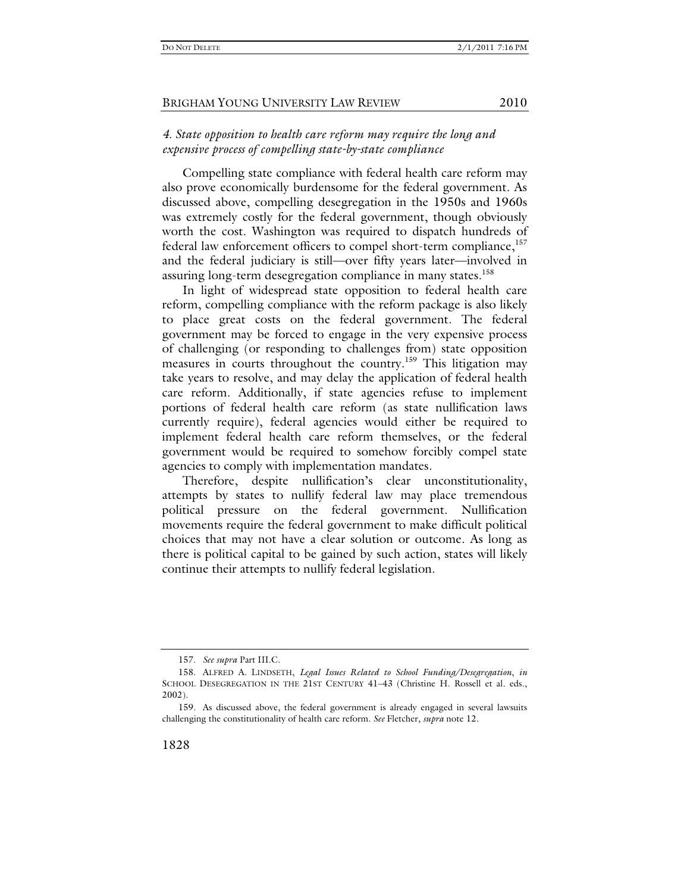### *4. State opposition to health care reform may require the long and expensive process of compelling state-by-state compliance*

Compelling state compliance with federal health care reform may also prove economically burdensome for the federal government. As discussed above, compelling desegregation in the 1950s and 1960s was extremely costly for the federal government, though obviously worth the cost. Washington was required to dispatch hundreds of federal law enforcement officers to compel short-term compliance,[157] and the federal judiciary is still—over fifty years later—involved in assuring long-term desegregation compliance in many states.[158]

In light of widespread state opposition to federal health care reform, compelling compliance with the reform package is also likely to place great costs on the federal government. The federal government may be forced to engage in the very expensive process of challenging (or responding to challenges from) state opposition measures in courts throughout the country.[159] This litigation may take years to resolve, and may delay the application of federal health care reform. Additionally, if state agencies refuse to implement portions of federal health care reform (as state nullification laws currently require), federal agencies would either be required to implement federal health care reform themselves, or the federal government would be required to somehow forcibly compel state agencies to comply with implementation mandates.

Therefore, despite nullification's clear unconstitutionality, attempts by states to nullify federal law may place tremendous political pressure on the federal government. Nullification movements require the federal government to make difficult political choices that may not have a clear solution or outcome. As long as there is political capital to be gained by such action, states will likely continue their attempts to nullify federal legislation.

---

157. *See supra* Part III.C.

158. ALFRED A. LINDSETH, *Legal Issues Related to School Funding/Desegregation*, *in* SCHOOL DESEGREGATION IN THE 21ST CENTURY 41–43 (Christine H. Rossell et al. eds., 2002).

159. As discussed above, the federal government is already engaged in several lawsuits challenging the constitutionality of health care reform. *See* Fletcher, *supra* note 12.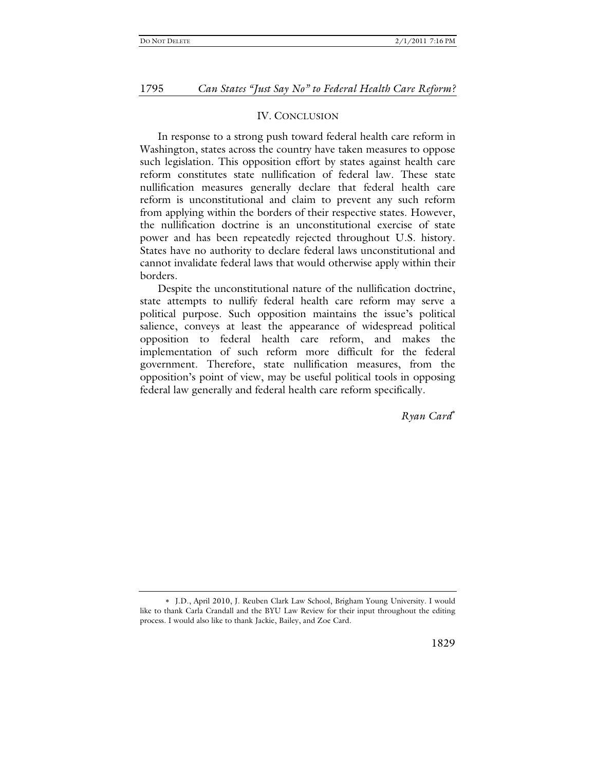## IV. Conclusion

In response to a strong push toward federal health care reform in Washington, states across the country have taken measures to oppose such legislation. This opposition effort by states against health care reform constitutes state nullification of federal law. These state nullification measures generally declare that federal health care reform is unconstitutional and claim to prevent any such reform from applying within the borders of their respective states. However, the nullification doctrine is an unconstitutional exercise of state power and has been repeatedly rejected throughout U.S. history. States have no authority to declare federal laws unconstitutional and cannot invalidate federal laws that would otherwise apply within their borders.

Despite the unconstitutional nature of the nullification doctrine, state attempts to nullify federal health care reform may serve a political purpose. Such opposition maintains the issue's political salience, conveys at least the appearance of widespread political opposition to federal health care reform, and makes the implementation of such reform more difficult for the federal government. Therefore, state nullification measures, from the opposition's point of view, may be useful political tools in opposing federal law generally and federal health care reform specifically.

*Ryan Card*[*]

[*] J.D., April 2010, J. Reuben Clark Law School, Brigham Young University. I would like to thank Carla Crandall and the BYU Law Review for their input throughout the editing process. I would also like to thank Jackie, Bailey, and Zoe Card.